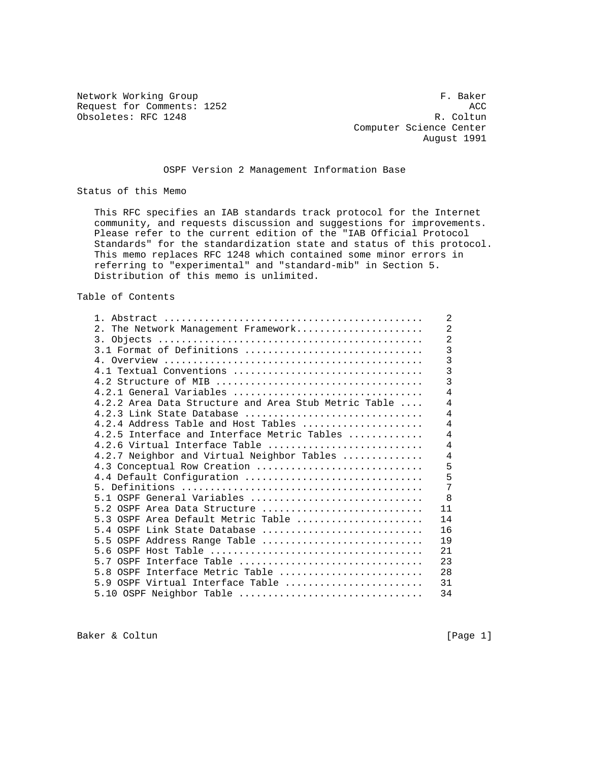Network Working Group F. Baker
Request for Comments: 1252 ACC
Obsoletes: RFC 1248 R. Coltun
Computer Science Center
August 1991

# OSPF Version 2 Management Information Base

## Status of this Memo

This RFC specifies an IAB standards track protocol for the Internet community, and requests discussion and suggestions for improvements. Please refer to the current edition of the "IAB Official Protocol Standards" for the standardization state and status of this protocol. This memo replaces RFC 1248 which contained some minor errors in referring to "experimental" and "standard-mib" in Section 5. Distribution of this memo is unlimited.

## Table of Contents

| Section | Page |
|---|---|
| 1. Abstract | 2 |
| 2. The Network Management Framework | 2 |
| 3. Objects | 2 |
| 3.1 Format of Definitions | 3 |
| 4. Overview | 3 |
| 4.1 Textual Conventions | 3 |
| 4.2 Structure of MIB | 3 |
| 4.2.1 General Variables | 4 |
| 4.2.2 Area Data Structure and Area Stub Metric Table | 4 |
| 4.2.3 Link State Database | 4 |
| 4.2.4 Address Table and Host Tables | 4 |
| 4.2.5 Interface and Interface Metric Tables | 4 |
| 4.2.6 Virtual Interface Table | 4 |
| 4.2.7 Neighbor and Virtual Neighbor Tables | 4 |
| 4.3 Conceptual Row Creation | 5 |
| 4.4 Default Configuration | 5 |
| 5. Definitions | 7 |
| 5.1 OSPF General Variables | 8 |
| 5.2 OSPF Area Data Structure | 11 |
| 5.3 OSPF Area Default Metric Table | 14 |
| 5.4 OSPF Link State Database | 16 |
| 5.5 OSPF Address Range Table | 19 |
| 5.6 OSPF Host Table | 21 |
| 5.7 OSPF Interface Table | 23 |
| 5.8 OSPF Interface Metric Table | 28 |
| 5.9 OSPF Virtual Interface Table | 31 |
| 5.10 OSPF Neighbor Table | 34 |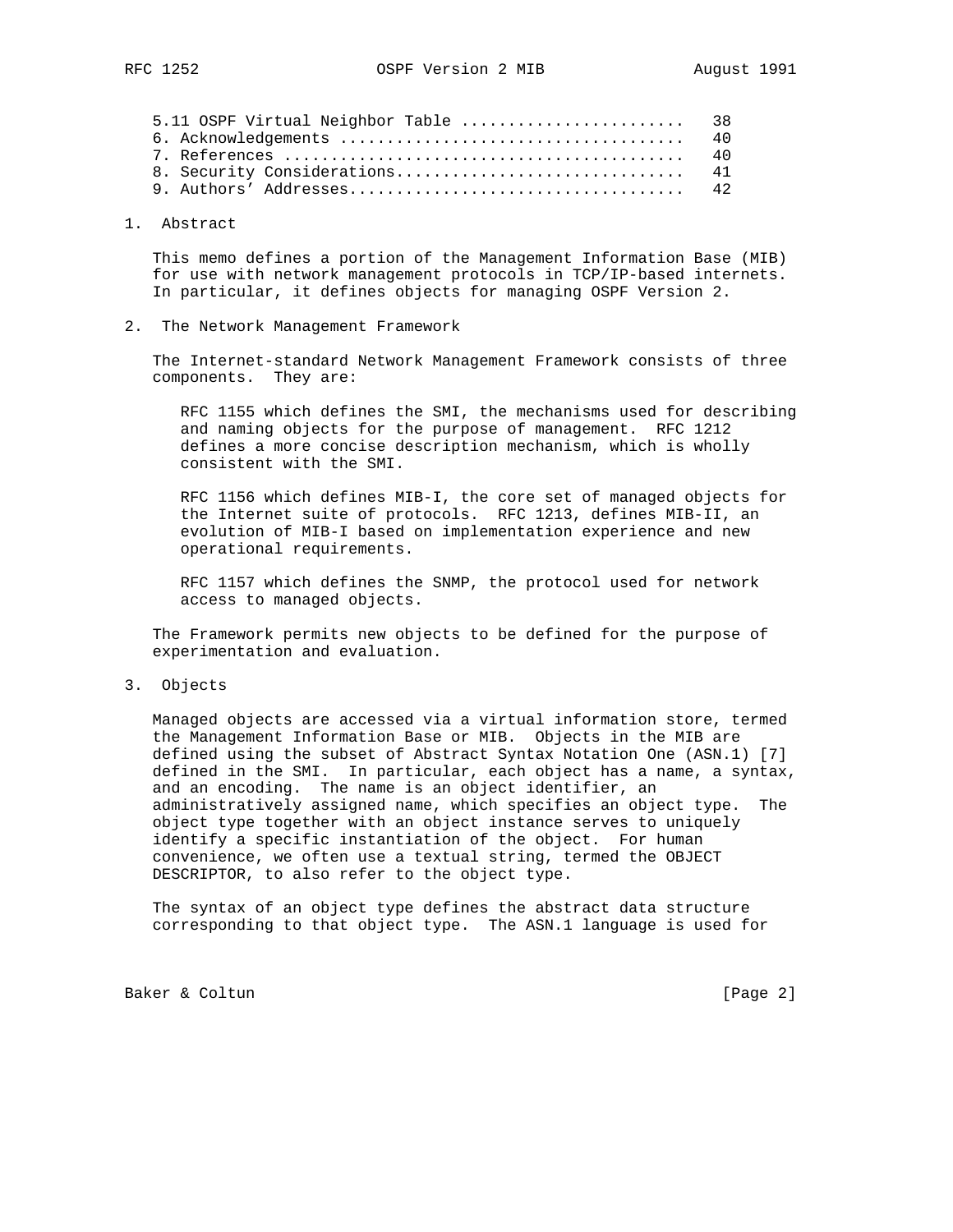5.11 OSPF Virtual Neighbor Table ........................ 38
6. Acknowledgements .................................... 40
7. References .......................................... 40
8. Security Considerations.............................. 41
9. Authors' Addresses................................... 42

## 1. Abstract

This memo defines a portion of the Management Information Base (MIB) for use with network management protocols in TCP/IP-based internets. In particular, it defines objects for managing OSPF Version 2.

## 2. The Network Management Framework

The Internet-standard Network Management Framework consists of three components. They are:

RFC 1155 which defines the SMI, the mechanisms used for describing and naming objects for the purpose of management. RFC 1212 defines a more concise description mechanism, which is wholly consistent with the SMI.

RFC 1156 which defines MIB-I, the core set of managed objects for the Internet suite of protocols. RFC 1213, defines MIB-II, an evolution of MIB-I based on implementation experience and new operational requirements.

RFC 1157 which defines the SNMP, the protocol used for network access to managed objects.

The Framework permits new objects to be defined for the purpose of experimentation and evaluation.

## 3. Objects

Managed objects are accessed via a virtual information store, termed the Management Information Base or MIB. Objects in the MIB are defined using the subset of Abstract Syntax Notation One (ASN.1) [7] defined in the SMI. In particular, each object has a name, a syntax, and an encoding. The name is an object identifier, an administratively assigned name, which specifies an object type. The object type together with an object instance serves to uniquely identify a specific instantiation of the object. For human convenience, we often use a textual string, termed the OBJECT DESCRIPTOR, to also refer to the object type.

The syntax of an object type defines the abstract data structure corresponding to that object type. The ASN.1 language is used for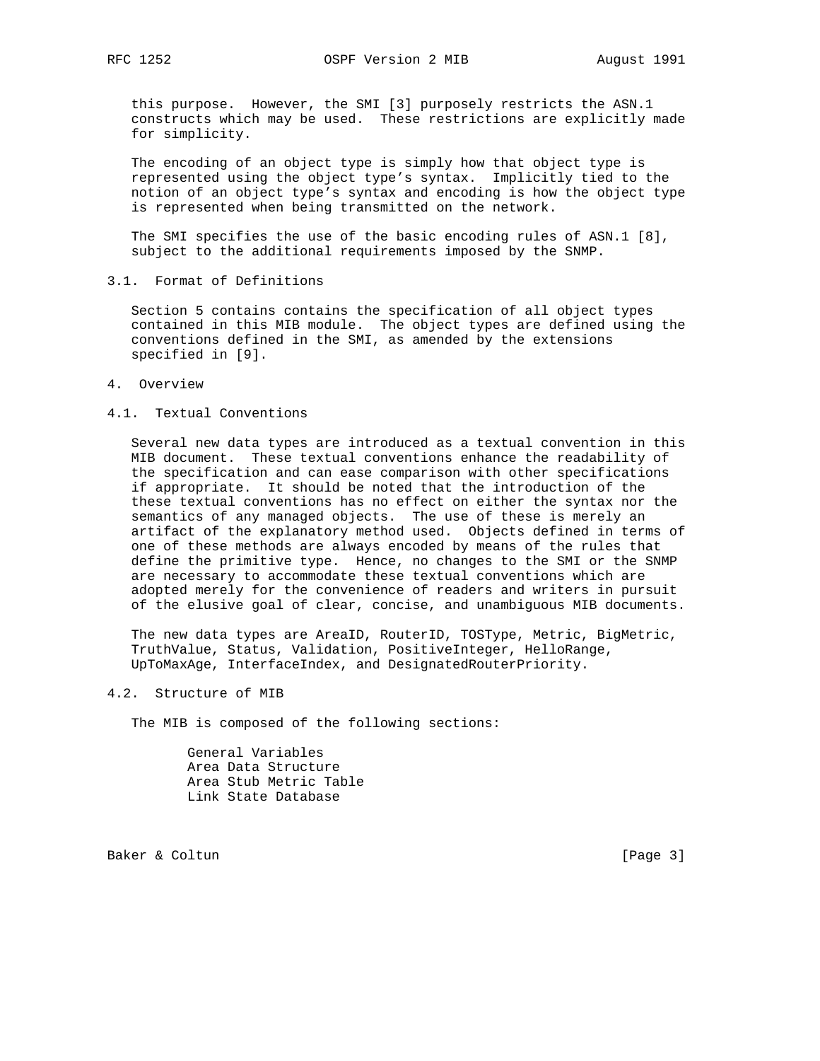this purpose. However, the SMI [3] purposely restricts the ASN.1 constructs which may be used. These restrictions are explicitly made for simplicity.

The encoding of an object type is simply how that object type is represented using the object type's syntax. Implicitly tied to the notion of an object type's syntax and encoding is how the object type is represented when being transmitted on the network.

The SMI specifies the use of the basic encoding rules of ASN.1 [8], subject to the additional requirements imposed by the SNMP.

### 3.1. Format of Definitions

Section 5 contains contains the specification of all object types contained in this MIB module. The object types are defined using the conventions defined in the SMI, as amended by the extensions specified in [9].

## 4. Overview

### 4.1. Textual Conventions

Several new data types are introduced as a textual convention in this MIB document. These textual conventions enhance the readability of the specification and can ease comparison with other specifications if appropriate. It should be noted that the introduction of the these textual conventions has no effect on either the syntax nor the semantics of any managed objects. The use of these is merely an artifact of the explanatory method used. Objects defined in terms of one of these methods are always encoded by means of the rules that define the primitive type. Hence, no changes to the SMI or the SNMP are necessary to accommodate these textual conventions which are adopted merely for the convenience of readers and writers in pursuit of the elusive goal of clear, concise, and unambiguous MIB documents.

The new data types are AreaID, RouterID, TOSType, Metric, BigMetric, TruthValue, Status, Validation, PositiveInteger, HelloRange, UpToMaxAge, InterfaceIndex, and DesignatedRouterPriority.

### 4.2. Structure of MIB

The MIB is composed of the following sections:

General Variables
Area Data Structure
Area Stub Metric Table
Link State Database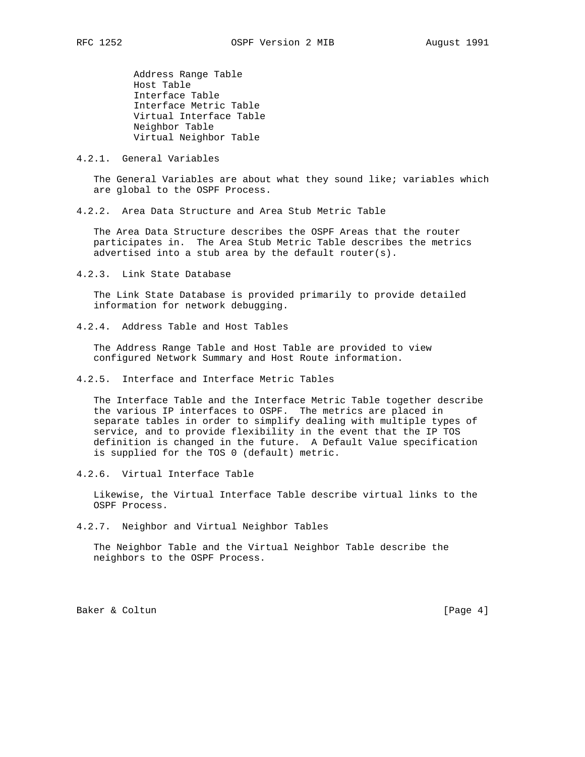- Address Range Table
- Host Table
- Interface Table
- Interface Metric Table
- Virtual Interface Table
- Neighbor Table
- Virtual Neighbor Table

### 4.2.1. General Variables

The General Variables are about what they sound like; variables which are global to the OSPF Process.

### 4.2.2. Area Data Structure and Area Stub Metric Table

The Area Data Structure describes the OSPF Areas that the router participates in. The Area Stub Metric Table describes the metrics advertised into a stub area by the default router(s).

### 4.2.3. Link State Database

The Link State Database is provided primarily to provide detailed information for network debugging.

### 4.2.4. Address Table and Host Tables

The Address Range Table and Host Table are provided to view configured Network Summary and Host Route information.

### 4.2.5. Interface and Interface Metric Tables

The Interface Table and the Interface Metric Table together describe the various IP interfaces to OSPF. The metrics are placed in separate tables in order to simplify dealing with multiple types of service, and to provide flexibility in the event that the IP TOS definition is changed in the future. A Default Value specification is supplied for the TOS 0 (default) metric.

### 4.2.6. Virtual Interface Table

Likewise, the Virtual Interface Table describe virtual links to the OSPF Process.

### 4.2.7. Neighbor and Virtual Neighbor Tables

The Neighbor Table and the Virtual Neighbor Table describe the neighbors to the OSPF Process.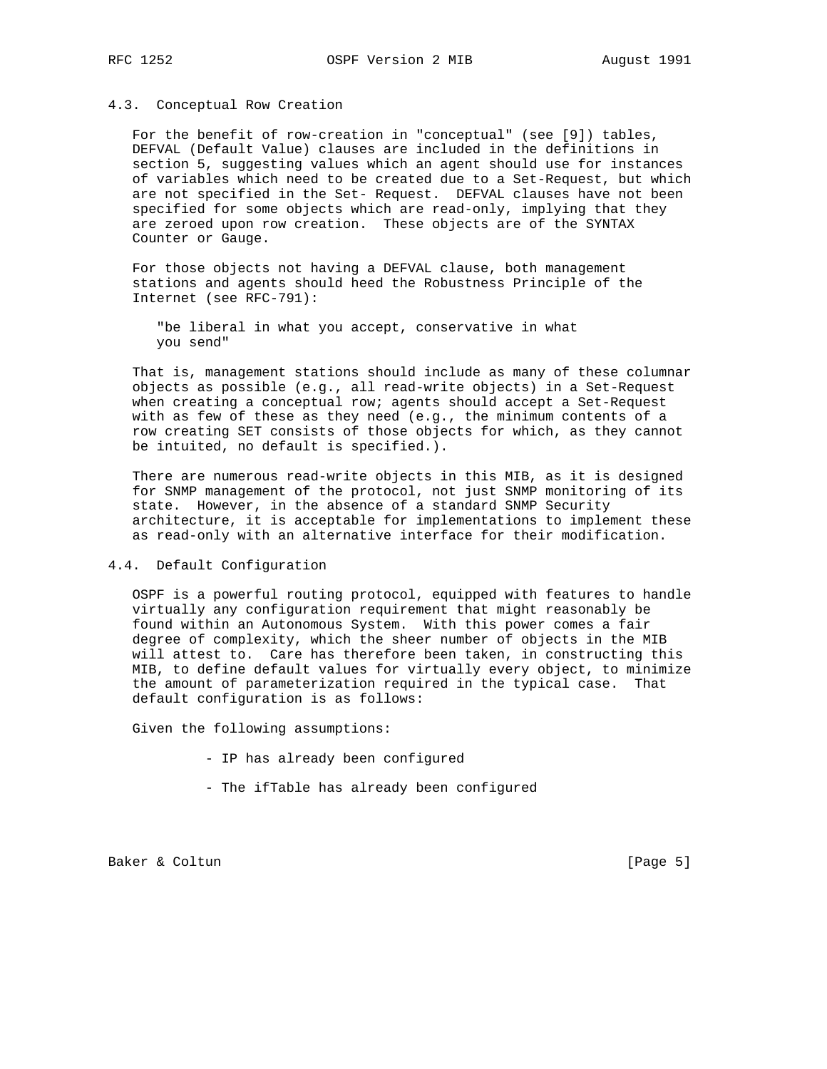### 4.3. Conceptual Row Creation

For the benefit of row-creation in "conceptual" (see [9]) tables, DEFVAL (Default Value) clauses are included in the definitions in section 5, suggesting values which an agent should use for instances of variables which need to be created due to a Set-Request, but which are not specified in the Set- Request. DEFVAL clauses have not been specified for some objects which are read-only, implying that they are zeroed upon row creation. These objects are of the SYNTAX Counter or Gauge.

For those objects not having a DEFVAL clause, both management stations and agents should heed the Robustness Principle of the Internet (see RFC-791):

> "be liberal in what you accept, conservative in what you send"

That is, management stations should include as many of these columnar objects as possible (e.g., all read-write objects) in a Set-Request when creating a conceptual row; agents should accept a Set-Request with as few of these as they need (e.g., the minimum contents of a row creating SET consists of those objects for which, as they cannot be intuited, no default is specified.).

There are numerous read-write objects in this MIB, as it is designed for SNMP management of the protocol, not just SNMP monitoring of its state. However, in the absence of a standard SNMP Security architecture, it is acceptable for implementations to implement these as read-only with an alternative interface for their modification.

### 4.4. Default Configuration

OSPF is a powerful routing protocol, equipped with features to handle virtually any configuration requirement that might reasonably be found within an Autonomous System. With this power comes a fair degree of complexity, which the sheer number of objects in the MIB will attest to. Care has therefore been taken, in constructing this MIB, to define default values for virtually every object, to minimize the amount of parameterization required in the typical case. That default configuration is as follows:

Given the following assumptions:

- IP has already been configured

- The ifTable has already been configured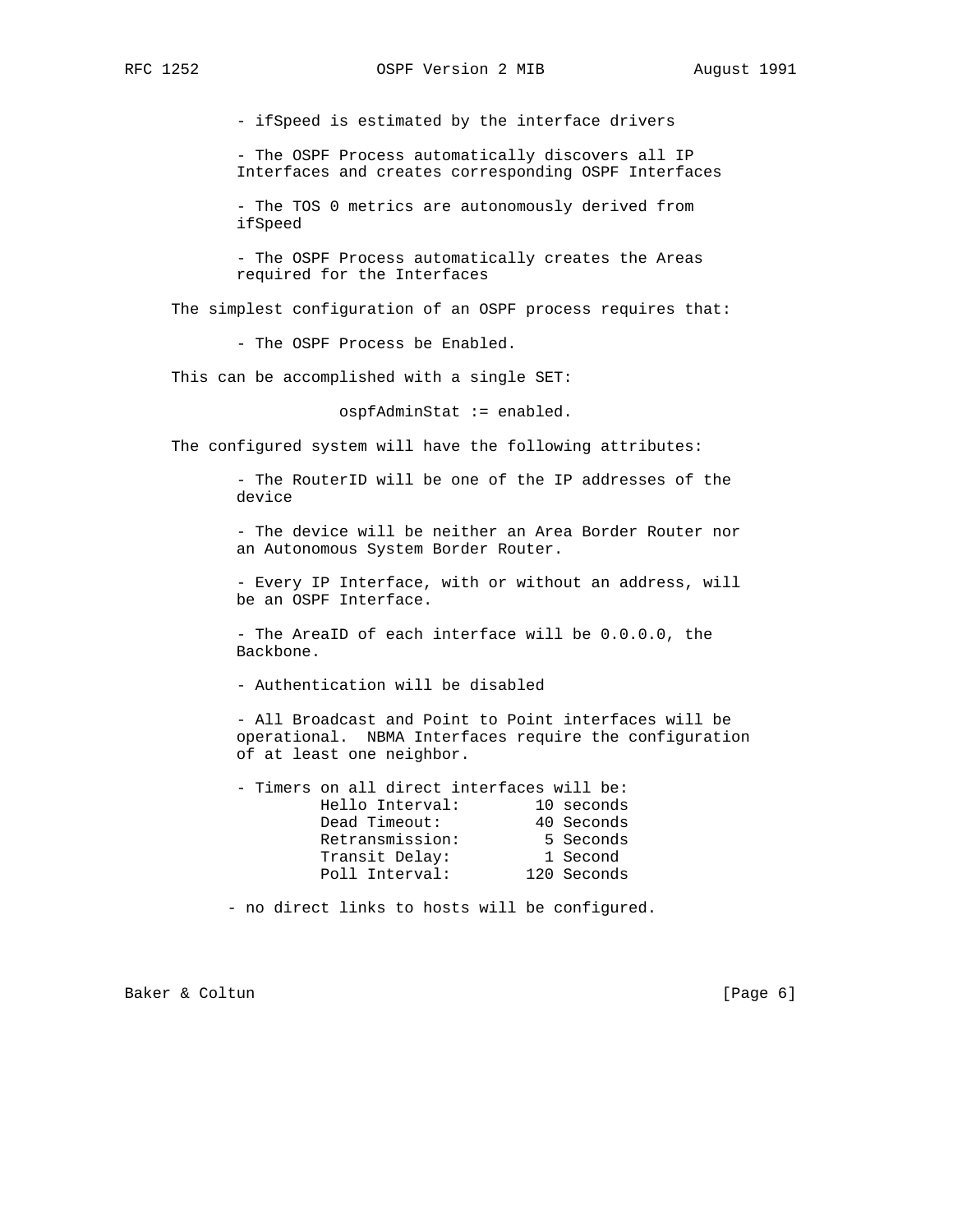- ifSpeed is estimated by the interface drivers

- The OSPF Process automatically discovers all IP Interfaces and creates corresponding OSPF Interfaces

- The TOS 0 metrics are autonomously derived from ifSpeed

- The OSPF Process automatically creates the Areas required for the Interfaces

The simplest configuration of an OSPF process requires that:

- The OSPF Process be Enabled.

This can be accomplished with a single SET:

```
ospfAdminStat := enabled.
```

The configured system will have the following attributes:

- The RouterID will be one of the IP addresses of the device

- The device will be neither an Area Border Router nor an Autonomous System Border Router.

- Every IP Interface, with or without an address, will be an OSPF Interface.

- The AreaID of each interface will be 0.0.0.0, the Backbone.

- Authentication will be disabled

- All Broadcast and Point to Point interfaces will be operational. NBMA Interfaces require the configuration of at least one neighbor.

- Timers on all direct interfaces will be:

```
Hello Interval:        10 seconds
Dead Timeout:          40 Seconds
Retransmission:         5 Seconds
Transit Delay:          1 Second
Poll Interval:        120 Seconds
```

- no direct links to hosts will be configured.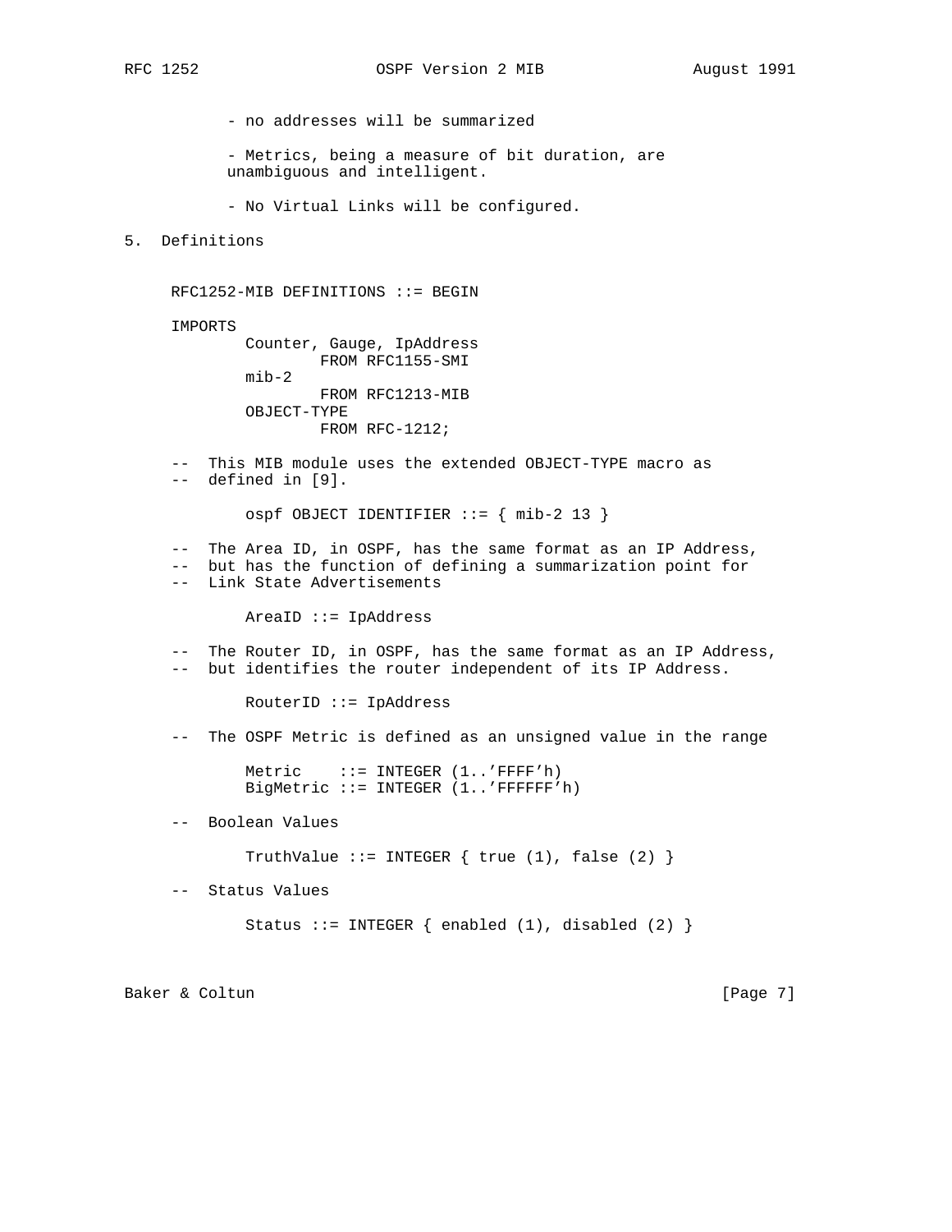- no addresses will be summarized

- Metrics, being a measure of bit duration, are unambiguous and intelligent.

- No Virtual Links will be configured.

## 5. Definitions

```
RFC1252-MIB DEFINITIONS ::= BEGIN

IMPORTS
        Counter, Gauge, IpAddress
                FROM RFC1155-SMI
        mib-2
                FROM RFC1213-MIB
        OBJECT-TYPE
                FROM RFC-1212;

--  This MIB module uses the extended OBJECT-TYPE macro as
--  defined in [9].

        ospf OBJECT IDENTIFIER ::= { mib-2 13 }

--  The Area ID, in OSPF, has the same format as an IP Address,
--  but has the function of defining a summarization point for
--  Link State Advertisements

        AreaID ::= IpAddress

--  The Router ID, in OSPF, has the same format as an IP Address,
--  but identifies the router independent of its IP Address.

        RouterID ::= IpAddress

--  The OSPF Metric is defined as an unsigned value in the range

        Metric    ::= INTEGER (1..'FFFF'h)
        BigMetric ::= INTEGER (1..'FFFFFF'h)

--  Boolean Values

        TruthValue ::= INTEGER { true (1), false (2) }

--  Status Values

        Status ::= INTEGER { enabled (1), disabled (2) }
```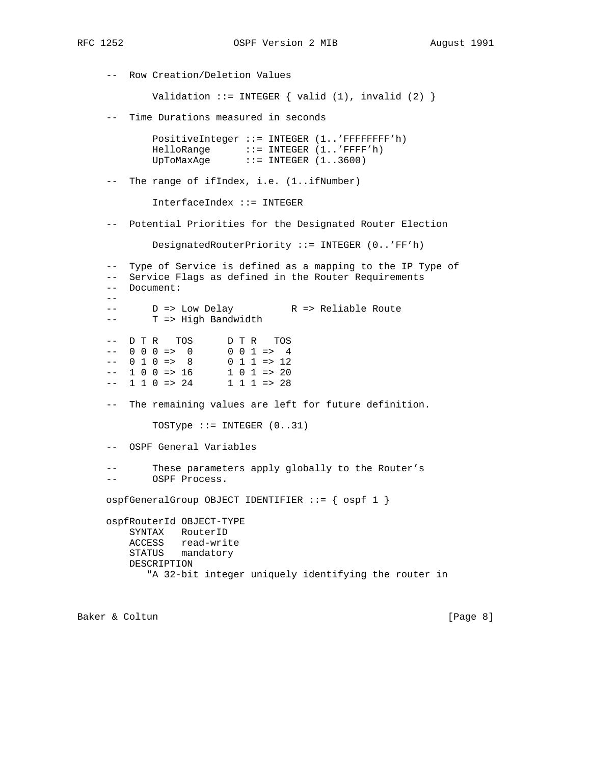```
-- Row Creation/Deletion Values

        Validation ::= INTEGER { valid (1), invalid (2) }

-- Time Durations measured in seconds

        PositiveInteger ::= INTEGER (1..'FFFFFFFF'h)
        HelloRange      ::= INTEGER (1..'FFFF'h)
        UpToMaxAge      ::= INTEGER (1..3600)

-- The range of ifIndex, i.e. (1..ifNumber)

        InterfaceIndex ::= INTEGER

-- Potential Priorities for the Designated Router Election

        DesignatedRouterPriority ::= INTEGER (0..'FF'h)

-- Type of Service is defined as a mapping to the IP Type of
-- Service Flags as defined in the Router Requirements
-- Document:
--
--      D => Low Delay          R => Reliable Route
--      T => High Bandwidth

-- D T R   TOS      D T R   TOS
-- 0 0 0 =>  0      0 0 1 =>  4
-- 0 1 0 =>  8      0 1 1 => 12
-- 1 0 0 => 16      1 0 1 => 20
-- 1 1 0 => 24      1 1 1 => 28

-- The remaining values are left for future definition.

        TOSType ::= INTEGER (0..31)

-- OSPF General Variables

--      These parameters apply globally to the Router's
--      OSPF Process.

ospfGeneralGroup OBJECT IDENTIFIER ::= { ospf 1 }

ospfRouterId OBJECT-TYPE
    SYNTAX   RouterID
    ACCESS   read-write
    STATUS   mandatory
    DESCRIPTION
       "A 32-bit integer uniquely identifying the router in
```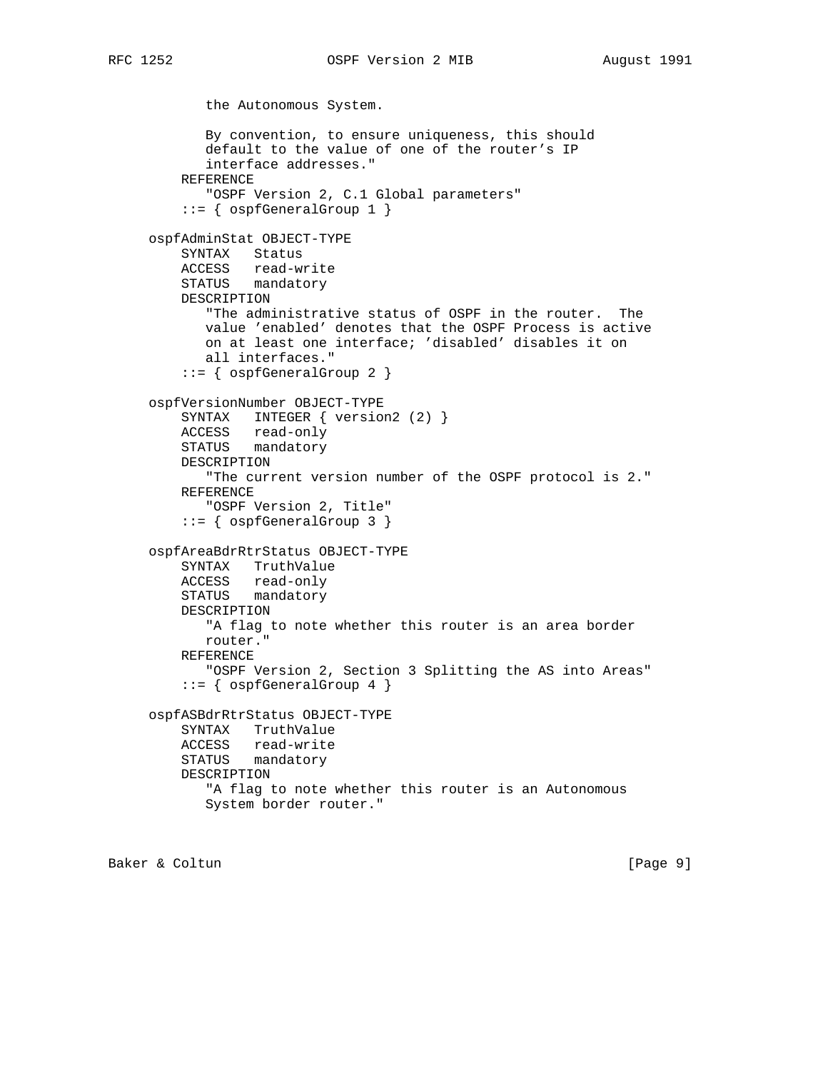```
           the Autonomous System.

           By convention, to ensure uniqueness, this should
           default to the value of one of the router's IP
           interface addresses."
       REFERENCE
           "OSPF Version 2, C.1 Global parameters"
       ::= { ospfGeneralGroup 1 }

   ospfAdminStat OBJECT-TYPE
       SYNTAX   Status
       ACCESS   read-write
       STATUS   mandatory
       DESCRIPTION
           "The administrative status of OSPF in the router.  The
           value 'enabled' denotes that the OSPF Process is active
           on at least one interface; 'disabled' disables it on
           all interfaces."
       ::= { ospfGeneralGroup 2 }

   ospfVersionNumber OBJECT-TYPE
       SYNTAX   INTEGER { version2 (2) }
       ACCESS   read-only
       STATUS   mandatory
       DESCRIPTION
           "The current version number of the OSPF protocol is 2."
       REFERENCE
           "OSPF Version 2, Title"
       ::= { ospfGeneralGroup 3 }

   ospfAreaBdrRtrStatus OBJECT-TYPE
       SYNTAX   TruthValue
       ACCESS   read-only
       STATUS   mandatory
       DESCRIPTION
           "A flag to note whether this router is an area border
           router."
       REFERENCE
           "OSPF Version 2, Section 3 Splitting the AS into Areas"
       ::= { ospfGeneralGroup 4 }

   ospfASBdrRtrStatus OBJECT-TYPE
       SYNTAX   TruthValue
       ACCESS   read-write
       STATUS   mandatory
       DESCRIPTION
           "A flag to note whether this router is an Autonomous
           System border router."
```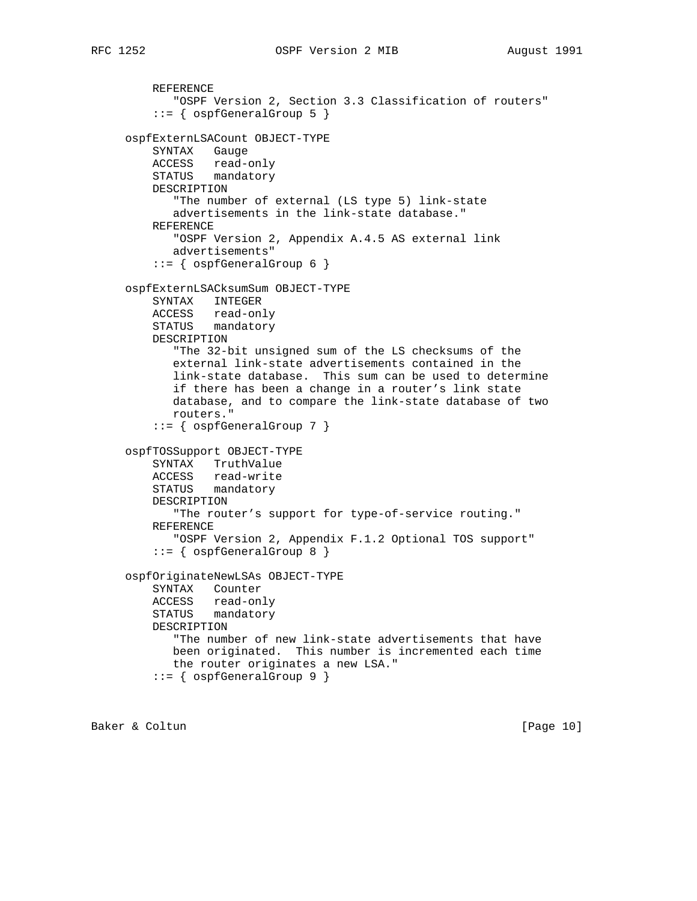```
    REFERENCE
       "OSPF Version 2, Section 3.3 Classification of routers"
    ::= { ospfGeneralGroup 5 }

ospfExternLSACount OBJECT-TYPE
    SYNTAX   Gauge
    ACCESS   read-only
    STATUS   mandatory
    DESCRIPTION
       "The number of external (LS type 5) link-state
       advertisements in the link-state database."
    REFERENCE
       "OSPF Version 2, Appendix A.4.5 AS external link
       advertisements"
    ::= { ospfGeneralGroup 6 }

ospfExternLSACksumSum OBJECT-TYPE
    SYNTAX   INTEGER
    ACCESS   read-only
    STATUS   mandatory
    DESCRIPTION
       "The 32-bit unsigned sum of the LS checksums of the
       external link-state advertisements contained in the
       link-state database.  This sum can be used to determine
       if there has been a change in a router's link state
       database, and to compare the link-state database of two
       routers."
    ::= { ospfGeneralGroup 7 }

ospfTOSSupport OBJECT-TYPE
    SYNTAX   TruthValue
    ACCESS   read-write
    STATUS   mandatory
    DESCRIPTION
       "The router's support for type-of-service routing."
    REFERENCE
       "OSPF Version 2, Appendix F.1.2 Optional TOS support"
    ::= { ospfGeneralGroup 8 }

ospfOriginateNewLSAs OBJECT-TYPE
    SYNTAX   Counter
    ACCESS   read-only
    STATUS   mandatory
    DESCRIPTION
       "The number of new link-state advertisements that have
       been originated.  This number is incremented each time
       the router originates a new LSA."
    ::= { ospfGeneralGroup 9 }
```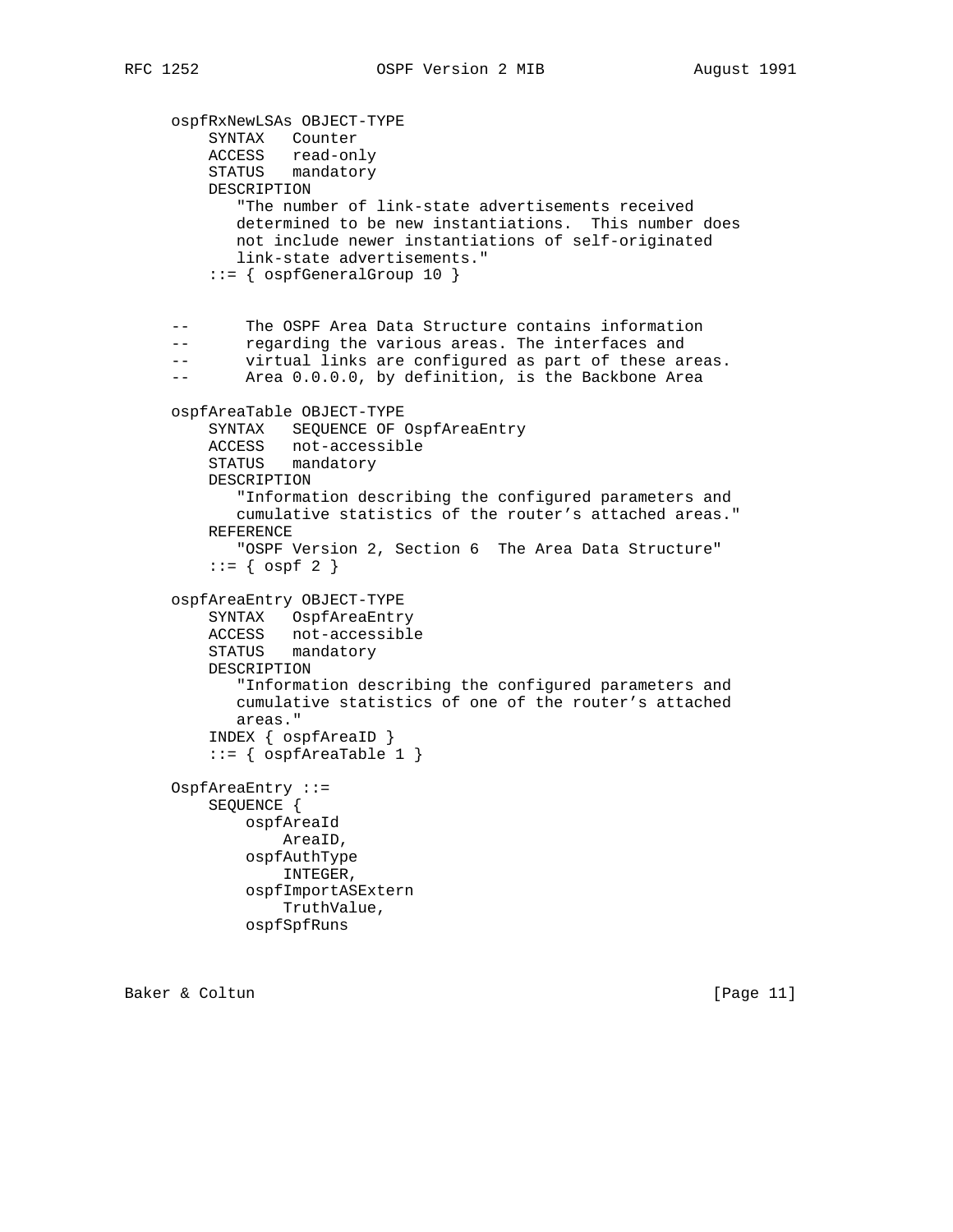```
ospfRxNewLSAs OBJECT-TYPE
    SYNTAX   Counter
    ACCESS   read-only
    STATUS   mandatory
    DESCRIPTION
       "The number of link-state advertisements received
       determined to be new instantiations.  This number does
       not include newer instantiations of self-originated
       link-state advertisements."
    ::= { ospfGeneralGroup 10 }


--      The OSPF Area Data Structure contains information
--      regarding the various areas. The interfaces and
--      virtual links are configured as part of these areas.
--      Area 0.0.0.0, by definition, is the Backbone Area

ospfAreaTable OBJECT-TYPE
    SYNTAX   SEQUENCE OF OspfAreaEntry
    ACCESS   not-accessible
    STATUS   mandatory
    DESCRIPTION
       "Information describing the configured parameters and
       cumulative statistics of the router's attached areas."
    REFERENCE
       "OSPF Version 2, Section 6  The Area Data Structure"
    ::= { ospf 2 }

ospfAreaEntry OBJECT-TYPE
    SYNTAX   OspfAreaEntry
    ACCESS   not-accessible
    STATUS   mandatory
    DESCRIPTION
       "Information describing the configured parameters and
       cumulative statistics of one of the router's attached
       areas."
    INDEX { ospfAreaID }
    ::= { ospfAreaTable 1 }

OspfAreaEntry ::=
    SEQUENCE {
        ospfAreaId
            AreaID,
        ospfAuthType
            INTEGER,
        ospfImportASExtern
            TruthValue,
        ospfSpfRuns
```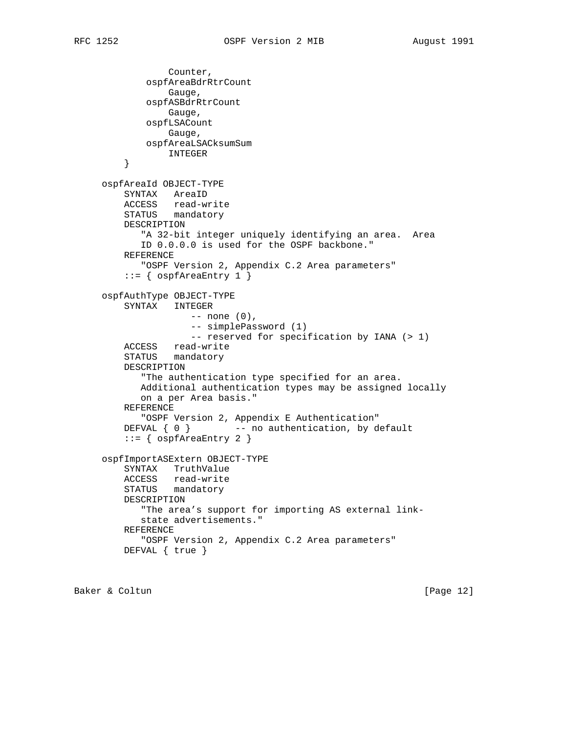```
                Counter,
            ospfAreaBdrRtrCount
                Gauge,
            ospfASBdrRtrCount
                Gauge,
            ospfLSACount
                Gauge,
            ospfAreaLSACksumSum
                INTEGER
        }

    ospfAreaId OBJECT-TYPE
        SYNTAX   AreaID
        ACCESS   read-write
        STATUS   mandatory
        DESCRIPTION
           "A 32-bit integer uniquely identifying an area.  Area
           ID 0.0.0.0 is used for the OSPF backbone."
        REFERENCE
           "OSPF Version 2, Appendix C.2 Area parameters"
        ::= { ospfAreaEntry 1 }

    ospfAuthType OBJECT-TYPE
        SYNTAX   INTEGER
                    -- none (0),
                    -- simplePassword (1)
                    -- reserved for specification by IANA (> 1)
        ACCESS   read-write
        STATUS   mandatory
        DESCRIPTION
           "The authentication type specified for an area.
           Additional authentication types may be assigned locally
           on a per Area basis."
        REFERENCE
           "OSPF Version 2, Appendix E Authentication"
        DEFVAL { 0 }        -- no authentication, by default
        ::= { ospfAreaEntry 2 }

    ospfImportASExtern OBJECT-TYPE
        SYNTAX   TruthValue
        ACCESS   read-write
        STATUS   mandatory
        DESCRIPTION
           "The area's support for importing AS external link-
           state advertisements."
        REFERENCE
           "OSPF Version 2, Appendix C.2 Area parameters"
        DEFVAL { true }
```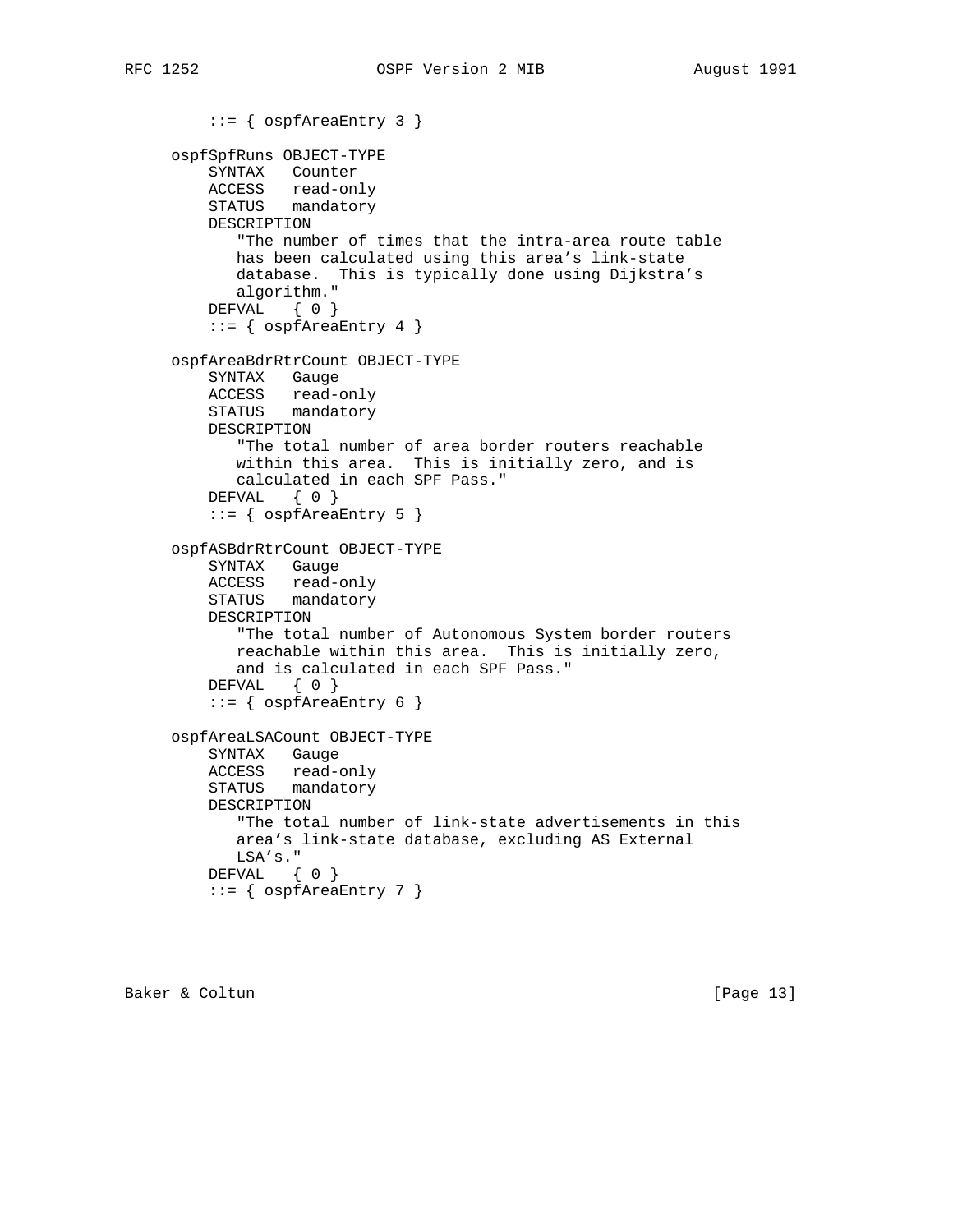```
        ::= { ospfAreaEntry 3 }

    ospfSpfRuns OBJECT-TYPE
        SYNTAX   Counter
        ACCESS   read-only
        STATUS   mandatory
        DESCRIPTION
           "The number of times that the intra-area route table
           has been calculated using this area's link-state
           database.  This is typically done using Dijkstra's
           algorithm."
        DEFVAL   { 0 }
        ::= { ospfAreaEntry 4 }

    ospfAreaBdrRtrCount OBJECT-TYPE
        SYNTAX   Gauge
        ACCESS   read-only
        STATUS   mandatory
        DESCRIPTION
           "The total number of area border routers reachable
           within this area.  This is initially zero, and is
           calculated in each SPF Pass."
        DEFVAL   { 0 }
        ::= { ospfAreaEntry 5 }

    ospfASBdrRtrCount OBJECT-TYPE
        SYNTAX   Gauge
        ACCESS   read-only
        STATUS   mandatory
        DESCRIPTION
           "The total number of Autonomous System border routers
           reachable within this area.  This is initially zero,
           and is calculated in each SPF Pass."
        DEFVAL   { 0 }
        ::= { ospfAreaEntry 6 }

    ospfAreaLSACount OBJECT-TYPE
        SYNTAX   Gauge
        ACCESS   read-only
        STATUS   mandatory
        DESCRIPTION
           "The total number of link-state advertisements in this
           area's link-state database, excluding AS External
           LSA's."
        DEFVAL   { 0 }
        ::= { ospfAreaEntry 7 }
```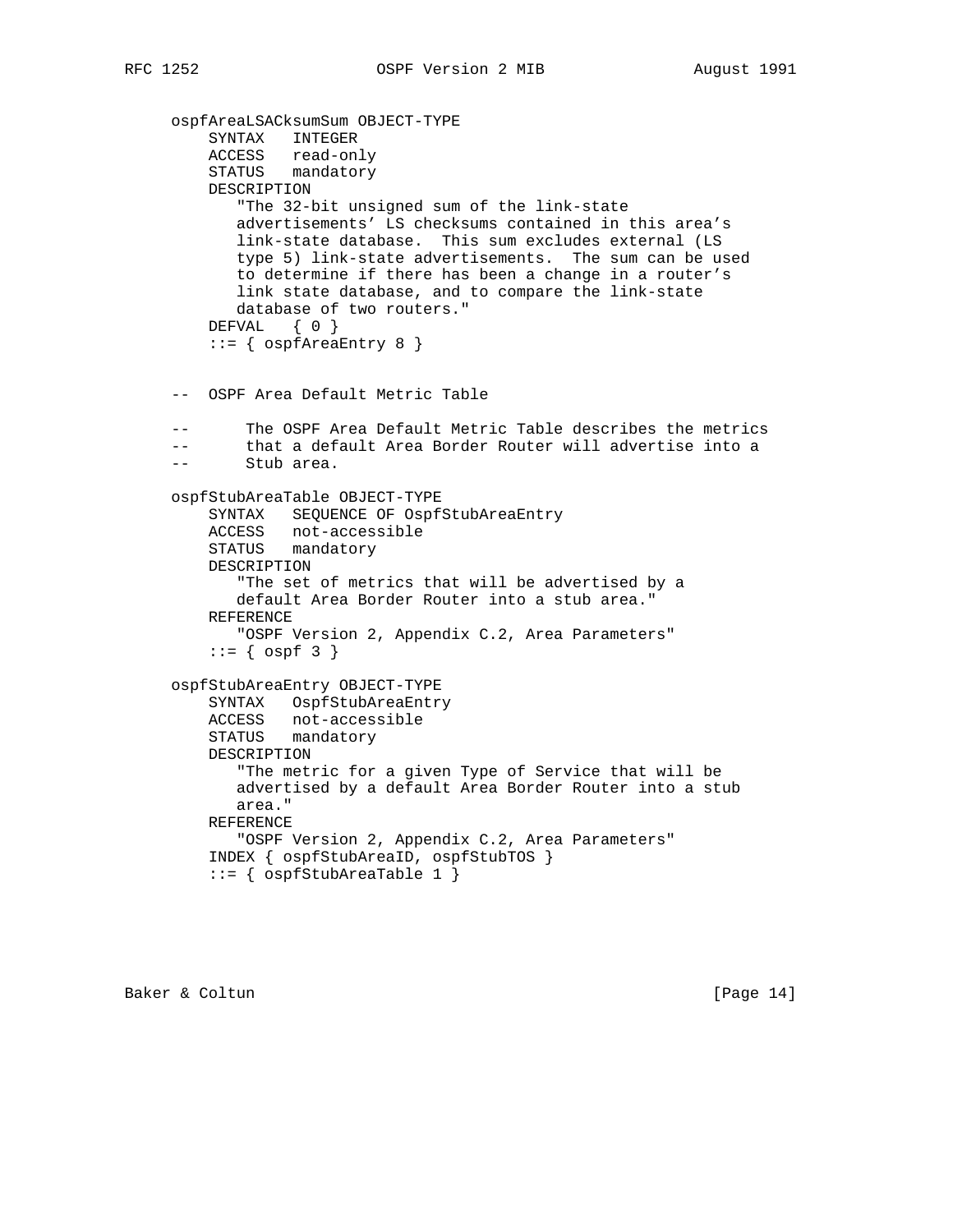```
ospfAreaLSACksumSum OBJECT-TYPE
    SYNTAX   INTEGER
    ACCESS   read-only
    STATUS   mandatory
    DESCRIPTION
       "The 32-bit unsigned sum of the link-state
       advertisements' LS checksums contained in this area's
       link-state database.  This sum excludes external (LS
       type 5) link-state advertisements.  The sum can be used
       to determine if there has been a change in a router's
       link state database, and to compare the link-state
       database of two routers."
    DEFVAL   { 0 }
    ::= { ospfAreaEntry 8 }


--  OSPF Area Default Metric Table

--      The OSPF Area Default Metric Table describes the metrics
--      that a default Area Border Router will advertise into a
--      Stub area.

ospfStubAreaTable OBJECT-TYPE
    SYNTAX   SEQUENCE OF OspfStubAreaEntry
    ACCESS   not-accessible
    STATUS   mandatory
    DESCRIPTION
       "The set of metrics that will be advertised by a
       default Area Border Router into a stub area."
    REFERENCE
       "OSPF Version 2, Appendix C.2, Area Parameters"
    ::= { ospf 3 }

ospfStubAreaEntry OBJECT-TYPE
    SYNTAX   OspfStubAreaEntry
    ACCESS   not-accessible
    STATUS   mandatory
    DESCRIPTION
       "The metric for a given Type of Service that will be
       advertised by a default Area Border Router into a stub
       area."
    REFERENCE
       "OSPF Version 2, Appendix C.2, Area Parameters"
    INDEX { ospfStubAreaID, ospfStubTOS }
    ::= { ospfStubAreaTable 1 }
```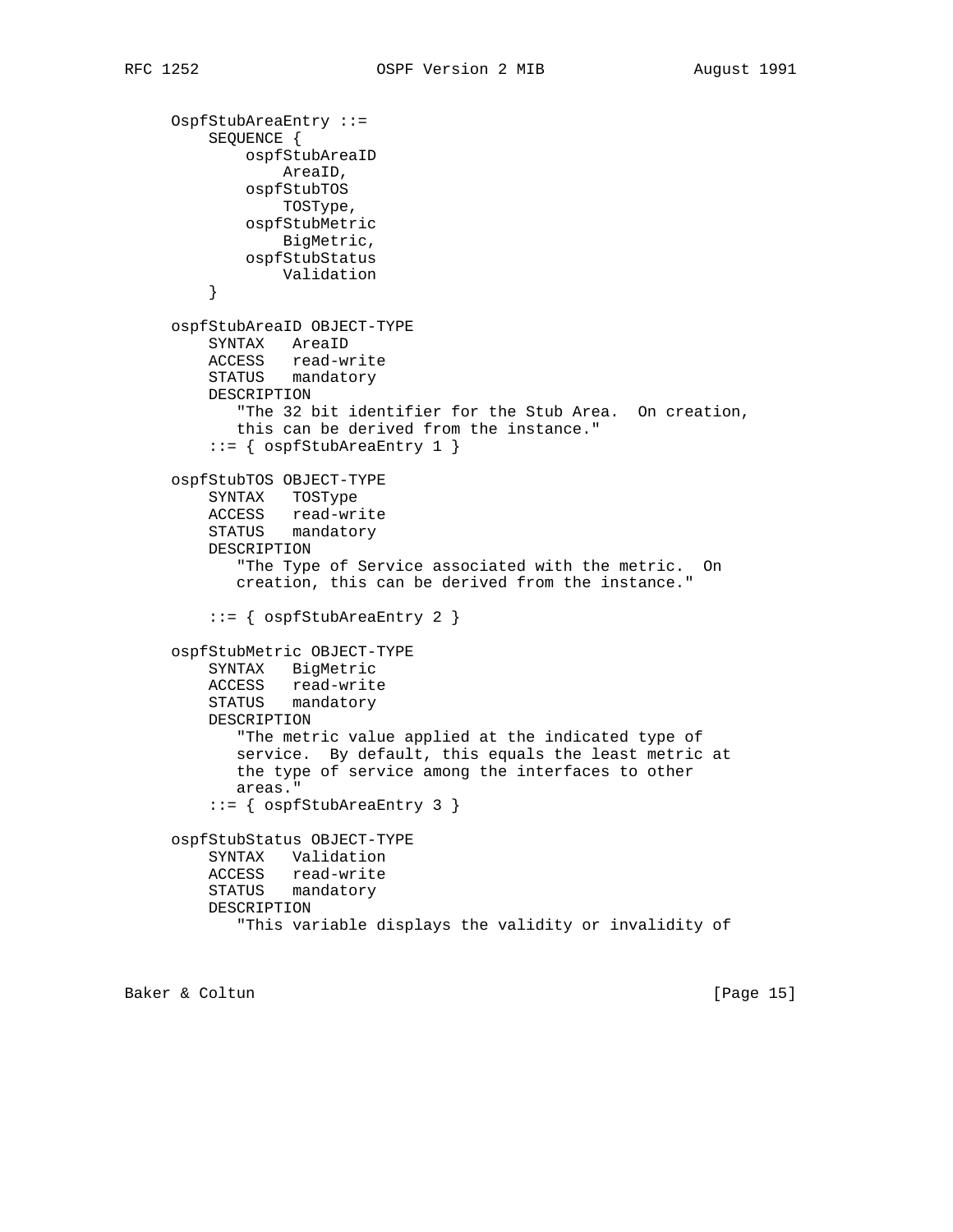```
OspfStubAreaEntry ::=
    SEQUENCE {
        ospfStubAreaID
            AreaID,
        ospfStubTOS
            TOSType,
        ospfStubMetric
            BigMetric,
        ospfStubStatus
            Validation
    }

ospfStubAreaID OBJECT-TYPE
    SYNTAX   AreaID
    ACCESS   read-write
    STATUS   mandatory
    DESCRIPTION
       "The 32 bit identifier for the Stub Area.  On creation,
       this can be derived from the instance."
    ::= { ospfStubAreaEntry 1 }

ospfStubTOS OBJECT-TYPE
    SYNTAX   TOSType
    ACCESS   read-write
    STATUS   mandatory
    DESCRIPTION
       "The Type of Service associated with the metric.  On
       creation, this can be derived from the instance."

    ::= { ospfStubAreaEntry 2 }

ospfStubMetric OBJECT-TYPE
    SYNTAX   BigMetric
    ACCESS   read-write
    STATUS   mandatory
    DESCRIPTION
       "The metric value applied at the indicated type of
       service.  By default, this equals the least metric at
       the type of service among the interfaces to other
       areas."
    ::= { ospfStubAreaEntry 3 }

ospfStubStatus OBJECT-TYPE
    SYNTAX   Validation
    ACCESS   read-write
    STATUS   mandatory
    DESCRIPTION
       "This variable displays the validity or invalidity of
```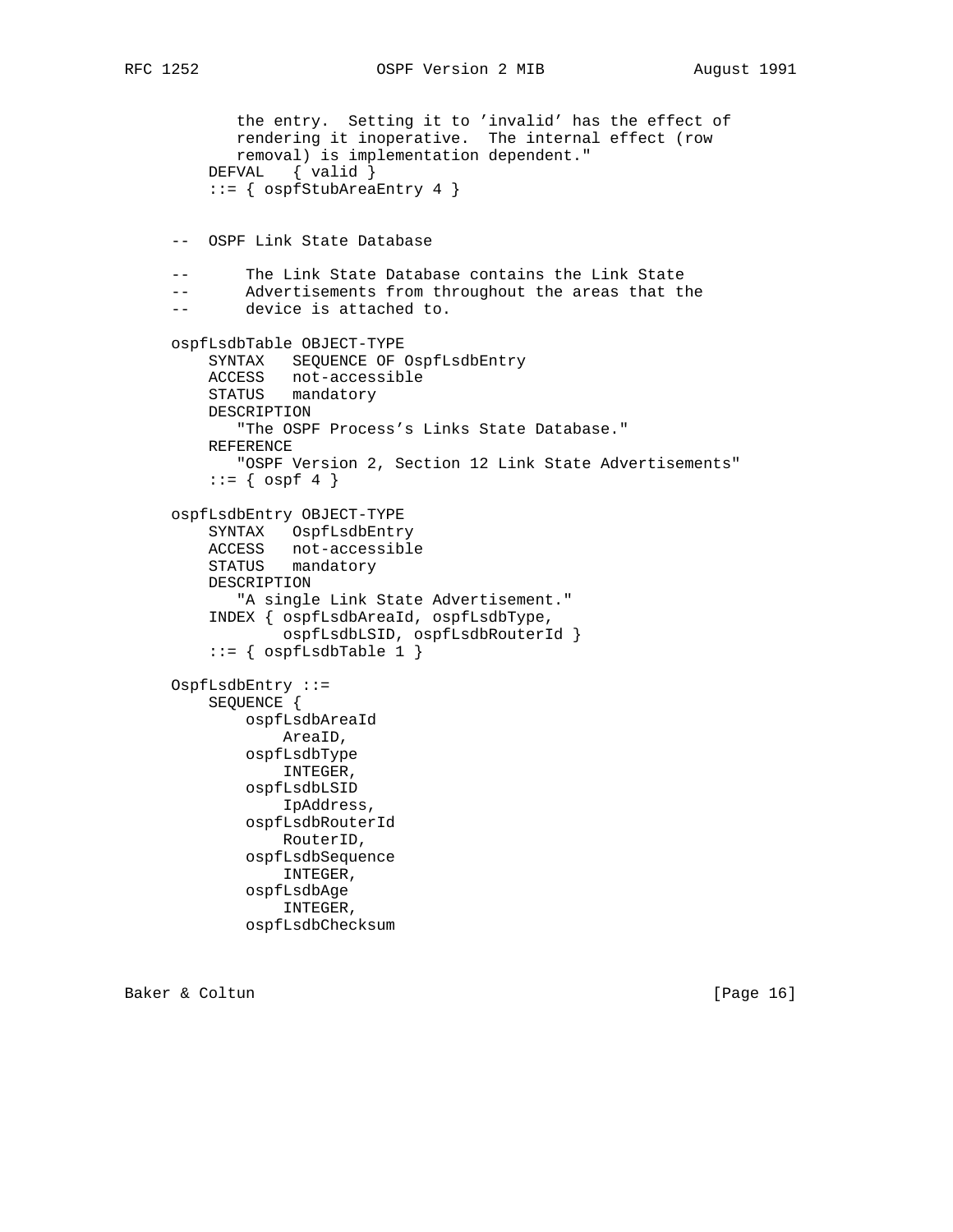```
           the entry.  Setting it to 'invalid' has the effect of
           rendering it inoperative.  The internal effect (row
           removal) is implementation dependent."
       DEFVAL   { valid }
       ::= { ospfStubAreaEntry 4 }


   --  OSPF Link State Database

   --      The Link State Database contains the Link State
   --      Advertisements from throughout the areas that the
   --      device is attached to.

   ospfLsdbTable OBJECT-TYPE
       SYNTAX   SEQUENCE OF OspfLsdbEntry
       ACCESS   not-accessible
       STATUS   mandatory
       DESCRIPTION
          "The OSPF Process's Links State Database."
       REFERENCE
          "OSPF Version 2, Section 12 Link State Advertisements"
       ::= { ospf 4 }

   ospfLsdbEntry OBJECT-TYPE
       SYNTAX   OspfLsdbEntry
       ACCESS   not-accessible
       STATUS   mandatory
       DESCRIPTION
          "A single Link State Advertisement."
       INDEX { ospfLsdbAreaId, ospfLsdbType,
               ospfLsdbLSID, ospfLsdbRouterId }
       ::= { ospfLsdbTable 1 }

   OspfLsdbEntry ::=
       SEQUENCE {
           ospfLsdbAreaId
               AreaID,
           ospfLsdbType
               INTEGER,
           ospfLsdbLSID
               IpAddress,
           ospfLsdbRouterId
               RouterID,
           ospfLsdbSequence
               INTEGER,
           ospfLsdbAge
               INTEGER,
           ospfLsdbChecksum
```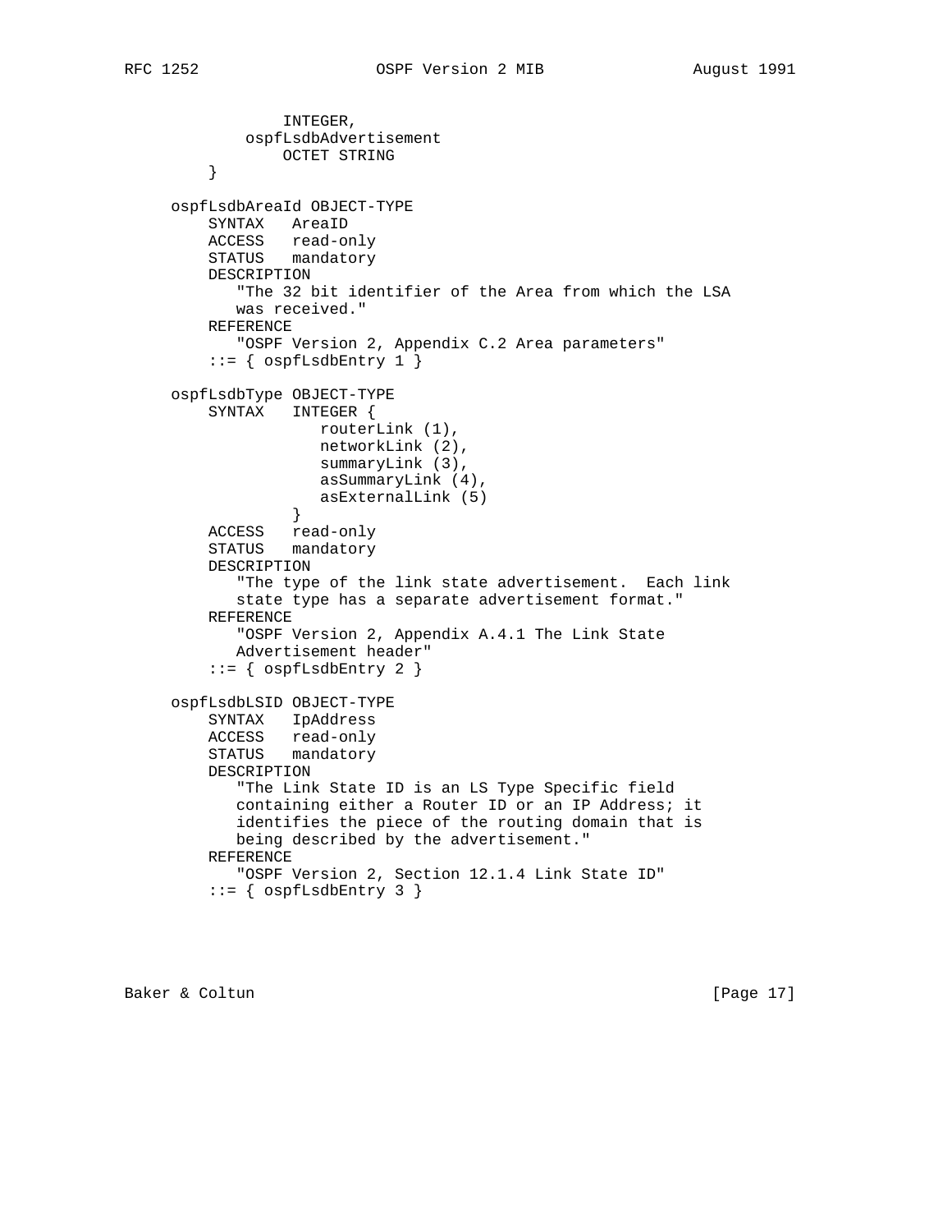```
                INTEGER,
            ospfLsdbAdvertisement
                OCTET STRING
        }

    ospfLsdbAreaId OBJECT-TYPE
        SYNTAX   AreaID
        ACCESS   read-only
        STATUS   mandatory
        DESCRIPTION
           "The 32 bit identifier of the Area from which the LSA
           was received."
        REFERENCE
           "OSPF Version 2, Appendix C.2 Area parameters"
        ::= { ospfLsdbEntry 1 }

    ospfLsdbType OBJECT-TYPE
        SYNTAX   INTEGER {
                    routerLink (1),
                    networkLink (2),
                    summaryLink (3),
                    asSummaryLink (4),
                    asExternalLink (5)
                 }
        ACCESS   read-only
        STATUS   mandatory
        DESCRIPTION
           "The type of the link state advertisement.  Each link
           state type has a separate advertisement format."
        REFERENCE
           "OSPF Version 2, Appendix A.4.1 The Link State
           Advertisement header"
        ::= { ospfLsdbEntry 2 }

    ospfLsdbLSID OBJECT-TYPE
        SYNTAX   IpAddress
        ACCESS   read-only
        STATUS   mandatory
        DESCRIPTION
           "The Link State ID is an LS Type Specific field
           containing either a Router ID or an IP Address; it
           identifies the piece of the routing domain that is
           being described by the advertisement."
        REFERENCE
           "OSPF Version 2, Section 12.1.4 Link State ID"
        ::= { ospfLsdbEntry 3 }
```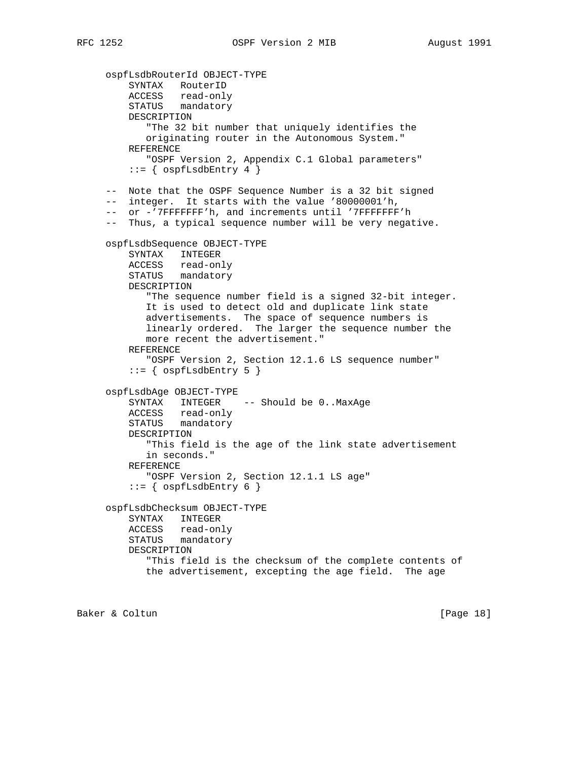```
ospfLsdbRouterId OBJECT-TYPE
    SYNTAX   RouterID
    ACCESS   read-only
    STATUS   mandatory
    DESCRIPTION
       "The 32 bit number that uniquely identifies the
       originating router in the Autonomous System."
    REFERENCE
       "OSPF Version 2, Appendix C.1 Global parameters"
    ::= { ospfLsdbEntry 4 }

--  Note that the OSPF Sequence Number is a 32 bit signed
--  integer.  It starts with the value '80000001'h,
--  or -'7FFFFFFF'h, and increments until '7FFFFFFF'h
--  Thus, a typical sequence number will be very negative.

ospfLsdbSequence OBJECT-TYPE
    SYNTAX   INTEGER
    ACCESS   read-only
    STATUS   mandatory
    DESCRIPTION
       "The sequence number field is a signed 32-bit integer.
       It is used to detect old and duplicate link state
       advertisements.  The space of sequence numbers is
       linearly ordered.  The larger the sequence number the
       more recent the advertisement."
    REFERENCE
       "OSPF Version 2, Section 12.1.6 LS sequence number"
    ::= { ospfLsdbEntry 5 }

ospfLsdbAge OBJECT-TYPE
    SYNTAX   INTEGER    -- Should be 0..MaxAge
    ACCESS   read-only
    STATUS   mandatory
    DESCRIPTION
       "This field is the age of the link state advertisement
       in seconds."
    REFERENCE
       "OSPF Version 2, Section 12.1.1 LS age"
    ::= { ospfLsdbEntry 6 }

ospfLsdbChecksum OBJECT-TYPE
    SYNTAX   INTEGER
    ACCESS   read-only
    STATUS   mandatory
    DESCRIPTION
       "This field is the checksum of the complete contents of
       the advertisement, excepting the age field.  The age
```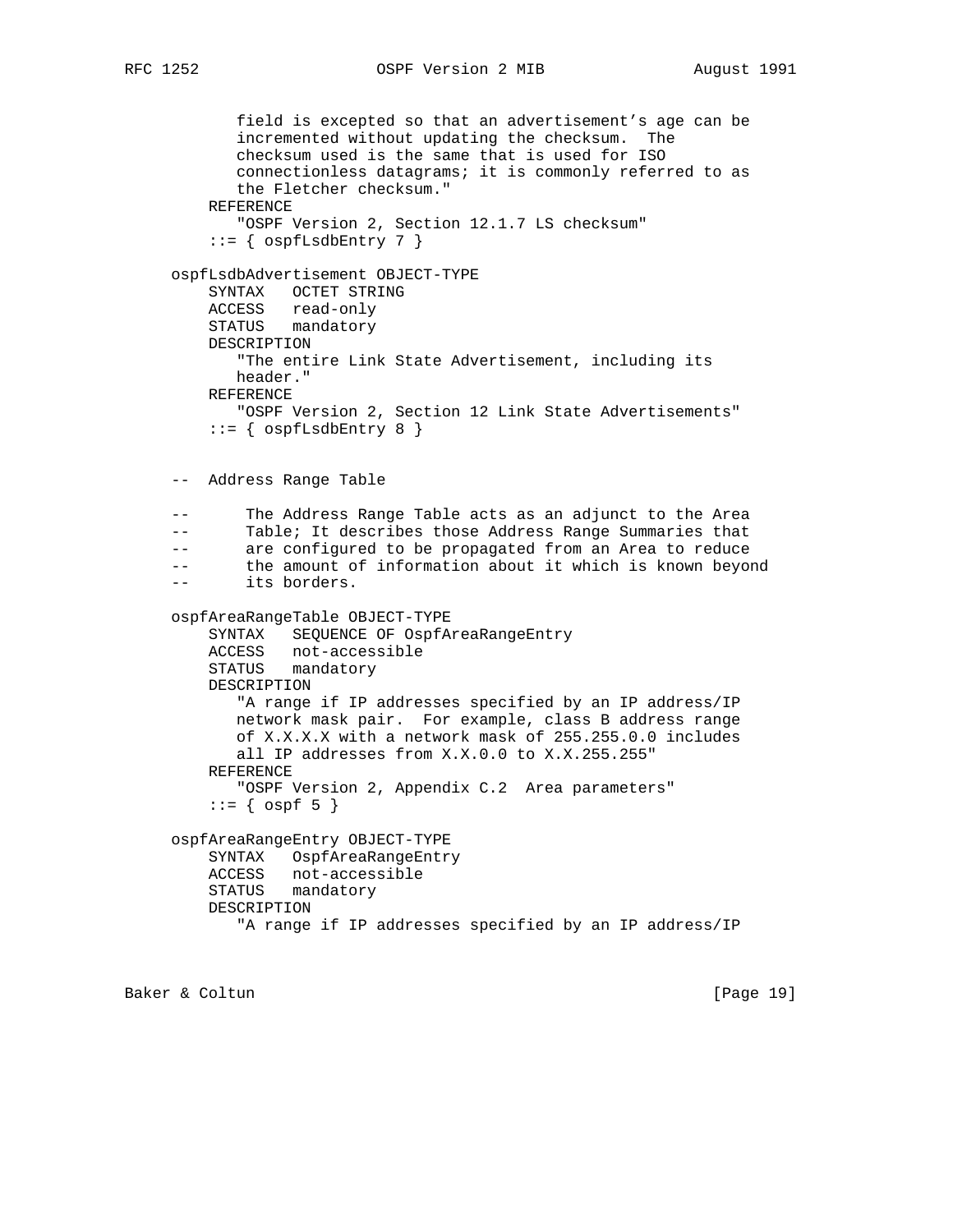```
           field is excepted so that an advertisement's age can be
           incremented without updating the checksum.  The
           checksum used is the same that is used for ISO
           connectionless datagrams; it is commonly referred to as
           the Fletcher checksum."
        REFERENCE
           "OSPF Version 2, Section 12.1.7 LS checksum"
        ::= { ospfLsdbEntry 7 }

    ospfLsdbAdvertisement OBJECT-TYPE
        SYNTAX   OCTET STRING
        ACCESS   read-only
        STATUS   mandatory
        DESCRIPTION
           "The entire Link State Advertisement, including its
           header."
        REFERENCE
           "OSPF Version 2, Section 12 Link State Advertisements"
        ::= { ospfLsdbEntry 8 }


    --  Address Range Table

    --      The Address Range Table acts as an adjunct to the Area
    --      Table; It describes those Address Range Summaries that
    --      are configured to be propagated from an Area to reduce
    --      the amount of information about it which is known beyond
    --      its borders.

    ospfAreaRangeTable OBJECT-TYPE
        SYNTAX   SEQUENCE OF OspfAreaRangeEntry
        ACCESS   not-accessible
        STATUS   mandatory
        DESCRIPTION
           "A range if IP addresses specified by an IP address/IP
           network mask pair.  For example, class B address range
           of X.X.X.X with a network mask of 255.255.0.0 includes
           all IP addresses from X.X.0.0 to X.X.255.255"
        REFERENCE
           "OSPF Version 2, Appendix C.2  Area parameters"
        ::= { ospf 5 }

    ospfAreaRangeEntry OBJECT-TYPE
        SYNTAX   OspfAreaRangeEntry
        ACCESS   not-accessible
        STATUS   mandatory
        DESCRIPTION
           "A range if IP addresses specified by an IP address/IP
```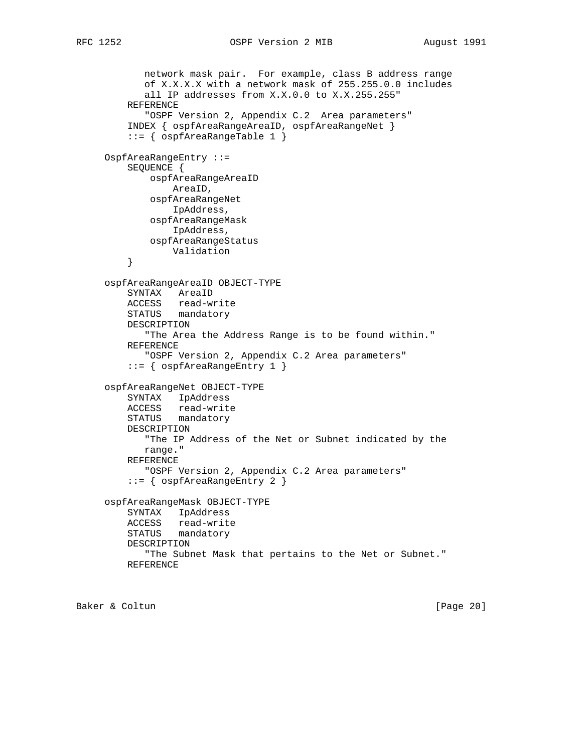```
           network mask pair.  For example, class B address range
           of X.X.X.X with a network mask of 255.255.0.0 includes
           all IP addresses from X.X.0.0 to X.X.255.255"
        REFERENCE
           "OSPF Version 2, Appendix C.2  Area parameters"
        INDEX { ospfAreaRangeAreaID, ospfAreaRangeNet }
        ::= { ospfAreaRangeTable 1 }

    OspfAreaRangeEntry ::=
        SEQUENCE {
            ospfAreaRangeAreaID
                AreaID,
            ospfAreaRangeNet
                IpAddress,
            ospfAreaRangeMask
                IpAddress,
            ospfAreaRangeStatus
                Validation
        }

    ospfAreaRangeAreaID OBJECT-TYPE
        SYNTAX   AreaID
        ACCESS   read-write
        STATUS   mandatory
        DESCRIPTION
           "The Area the Address Range is to be found within."
        REFERENCE
           "OSPF Version 2, Appendix C.2 Area parameters"
        ::= { ospfAreaRangeEntry 1 }

    ospfAreaRangeNet OBJECT-TYPE
        SYNTAX   IpAddress
        ACCESS   read-write
        STATUS   mandatory
        DESCRIPTION
           "The IP Address of the Net or Subnet indicated by the
           range."
        REFERENCE
           "OSPF Version 2, Appendix C.2 Area parameters"
        ::= { ospfAreaRangeEntry 2 }

    ospfAreaRangeMask OBJECT-TYPE
        SYNTAX   IpAddress
        ACCESS   read-write
        STATUS   mandatory
        DESCRIPTION
           "The Subnet Mask that pertains to the Net or Subnet."
        REFERENCE
```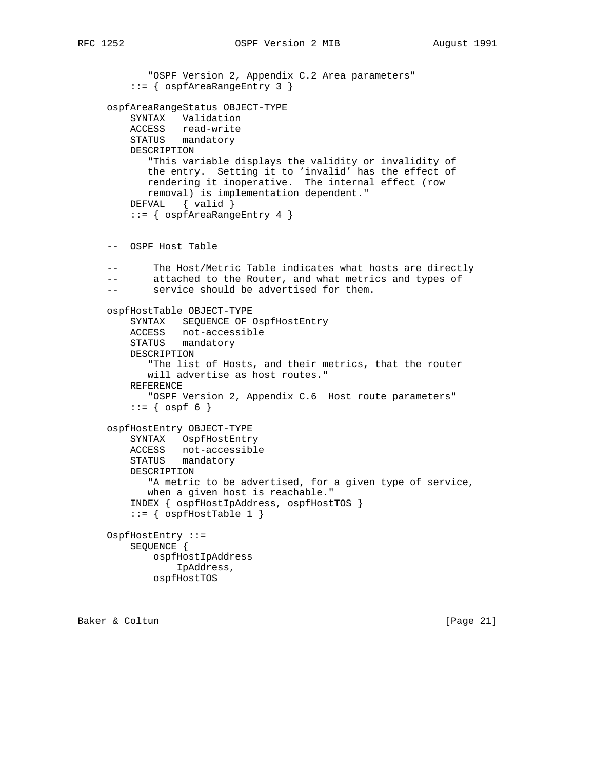```
            "OSPF Version 2, Appendix C.2 Area parameters"
        ::= { ospfAreaRangeEntry 3 }

    ospfAreaRangeStatus OBJECT-TYPE
        SYNTAX   Validation
        ACCESS   read-write
        STATUS   mandatory
        DESCRIPTION
           "This variable displays the validity or invalidity of
           the entry.  Setting it to 'invalid' has the effect of
           rendering it inoperative.  The internal effect (row
           removal) is implementation dependent."
        DEFVAL   { valid }
        ::= { ospfAreaRangeEntry 4 }


    --  OSPF Host Table

    --      The Host/Metric Table indicates what hosts are directly
    --      attached to the Router, and what metrics and types of
    --      service should be advertised for them.

    ospfHostTable OBJECT-TYPE
        SYNTAX   SEQUENCE OF OspfHostEntry
        ACCESS   not-accessible
        STATUS   mandatory
        DESCRIPTION
           "The list of Hosts, and their metrics, that the router
           will advertise as host routes."
        REFERENCE
           "OSPF Version 2, Appendix C.6  Host route parameters"
        ::= { ospf 6 }

    ospfHostEntry OBJECT-TYPE
        SYNTAX   OspfHostEntry
        ACCESS   not-accessible
        STATUS   mandatory
        DESCRIPTION
           "A metric to be advertised, for a given type of service,
           when a given host is reachable."
        INDEX { ospfHostIpAddress, ospfHostTOS }
        ::= { ospfHostTable 1 }

    OspfHostEntry ::=
        SEQUENCE {
            ospfHostIpAddress
                IpAddress,
            ospfHostTOS
```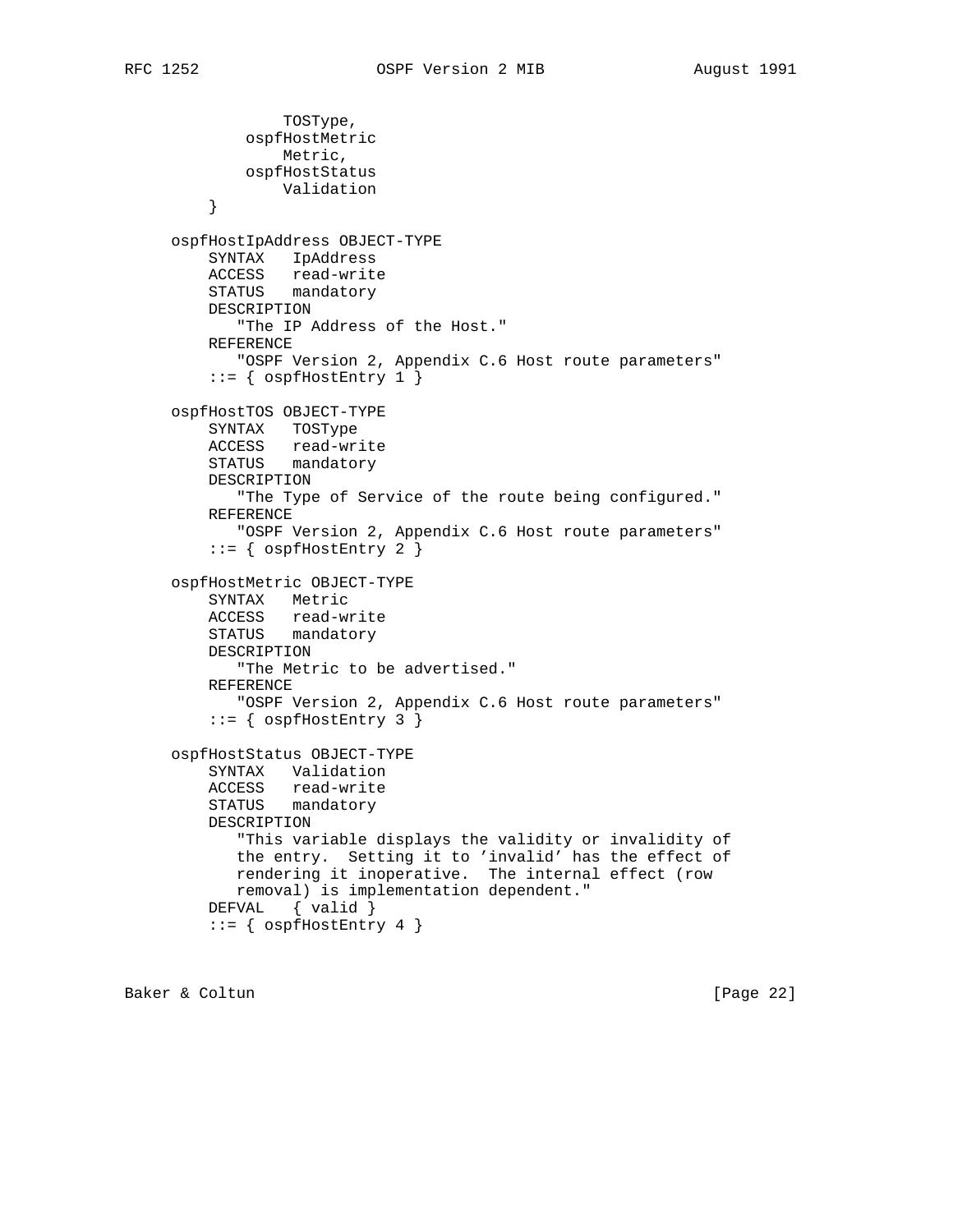```
                TOSType,
            ospfHostMetric
                Metric,
            ospfHostStatus
                Validation
        }

    ospfHostIpAddress OBJECT-TYPE
        SYNTAX   IpAddress
        ACCESS   read-write
        STATUS   mandatory
        DESCRIPTION
           "The IP Address of the Host."
        REFERENCE
           "OSPF Version 2, Appendix C.6 Host route parameters"
        ::= { ospfHostEntry 1 }

    ospfHostTOS OBJECT-TYPE
        SYNTAX   TOSType
        ACCESS   read-write
        STATUS   mandatory
        DESCRIPTION
           "The Type of Service of the route being configured."
        REFERENCE
           "OSPF Version 2, Appendix C.6 Host route parameters"
        ::= { ospfHostEntry 2 }

    ospfHostMetric OBJECT-TYPE
        SYNTAX   Metric
        ACCESS   read-write
        STATUS   mandatory
        DESCRIPTION
           "The Metric to be advertised."
        REFERENCE
           "OSPF Version 2, Appendix C.6 Host route parameters"
        ::= { ospfHostEntry 3 }

    ospfHostStatus OBJECT-TYPE
        SYNTAX   Validation
        ACCESS   read-write
        STATUS   mandatory
        DESCRIPTION
           "This variable displays the validity or invalidity of
           the entry.  Setting it to 'invalid' has the effect of
           rendering it inoperative.  The internal effect (row
           removal) is implementation dependent."
        DEFVAL   { valid }
        ::= { ospfHostEntry 4 }
```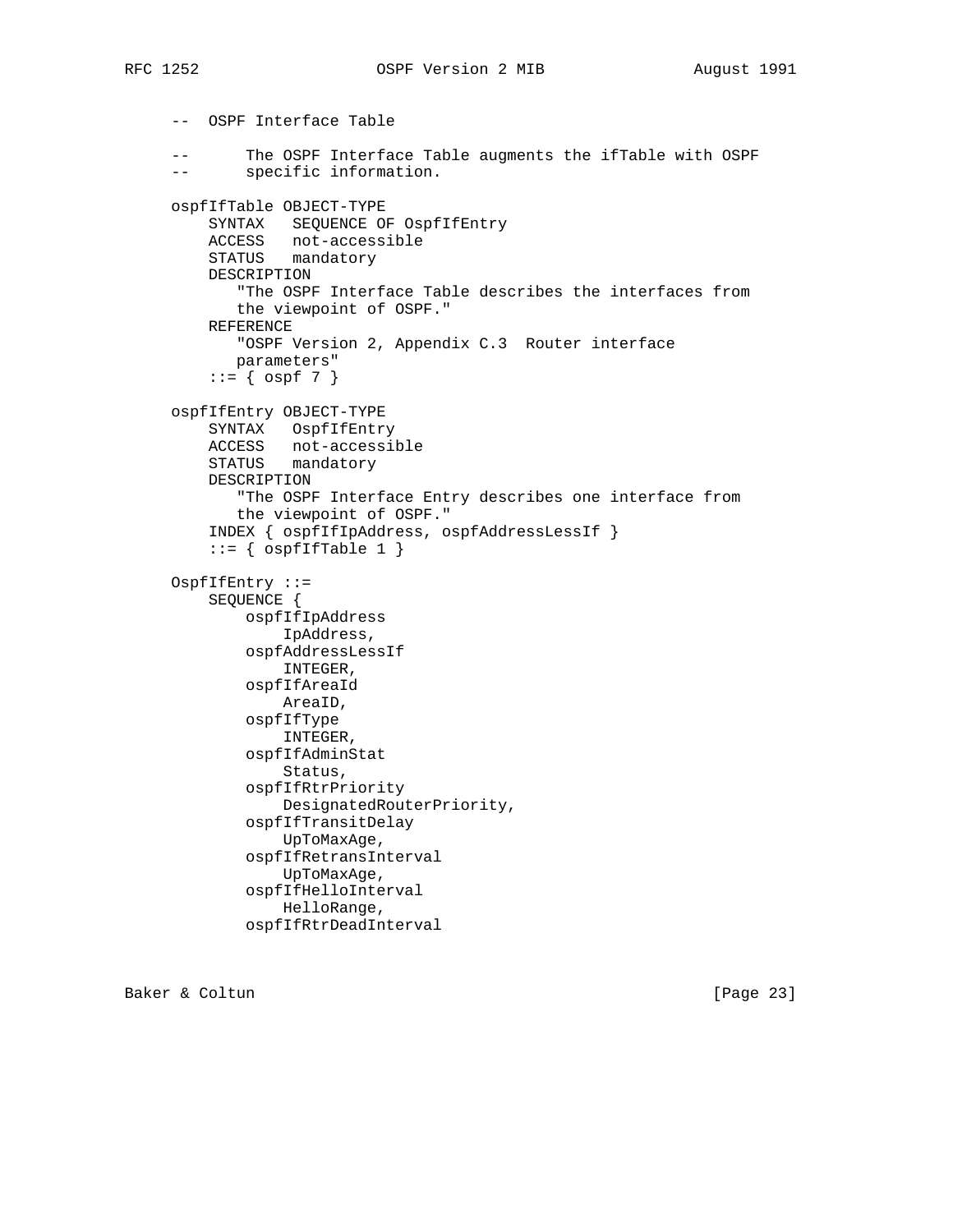```
-- OSPF Interface Table

--      The OSPF Interface Table augments the ifTable with OSPF
--      specific information.

ospfIfTable OBJECT-TYPE
    SYNTAX   SEQUENCE OF OspfIfEntry
    ACCESS   not-accessible
    STATUS   mandatory
    DESCRIPTION
       "The OSPF Interface Table describes the interfaces from
       the viewpoint of OSPF."
    REFERENCE
       "OSPF Version 2, Appendix C.3  Router interface
       parameters"
    ::= { ospf 7 }

ospfIfEntry OBJECT-TYPE
    SYNTAX   OspfIfEntry
    ACCESS   not-accessible
    STATUS   mandatory
    DESCRIPTION
       "The OSPF Interface Entry describes one interface from
       the viewpoint of OSPF."
    INDEX { ospfIfIpAddress, ospfAddressLessIf }
    ::= { ospfIfTable 1 }

OspfIfEntry ::=
    SEQUENCE {
        ospfIfIpAddress
            IpAddress,
        ospfAddressLessIf
            INTEGER,
        ospfIfAreaId
            AreaID,
        ospfIfType
            INTEGER,
        ospfIfAdminStat
            Status,
        ospfIfRtrPriority
            DesignatedRouterPriority,
        ospfIfTransitDelay
            UpToMaxAge,
        ospfIfRetransInterval
            UpToMaxAge,
        ospfIfHelloInterval
            HelloRange,
        ospfIfRtrDeadInterval
```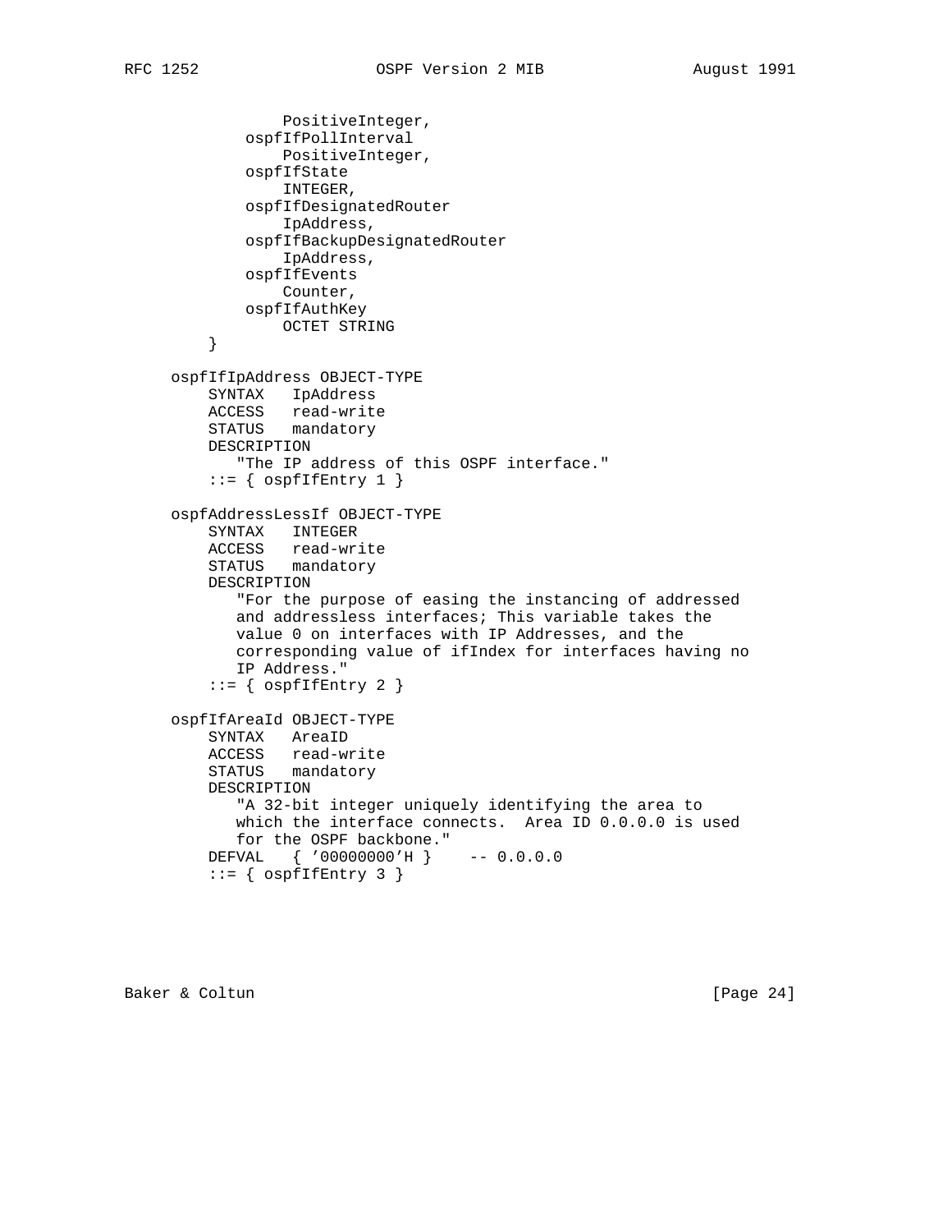```
                PositiveInteger,
            ospfIfPollInterval
                PositiveInteger,
            ospfIfState
                INTEGER,
            ospfIfDesignatedRouter
                IpAddress,
            ospfIfBackupDesignatedRouter
                IpAddress,
            ospfIfEvents
                Counter,
            ospfIfAuthKey
                OCTET STRING
        }

    ospfIfIpAddress OBJECT-TYPE
        SYNTAX   IpAddress
        ACCESS   read-write
        STATUS   mandatory
        DESCRIPTION
           "The IP address of this OSPF interface."
        ::= { ospfIfEntry 1 }

    ospfAddressLessIf OBJECT-TYPE
        SYNTAX   INTEGER
        ACCESS   read-write
        STATUS   mandatory
        DESCRIPTION
           "For the purpose of easing the instancing of addressed
           and addressless interfaces; This variable takes the
           value 0 on interfaces with IP Addresses, and the
           corresponding value of ifIndex for interfaces having no
           IP Address."
        ::= { ospfIfEntry 2 }

    ospfIfAreaId OBJECT-TYPE
        SYNTAX   AreaID
        ACCESS   read-write
        STATUS   mandatory
        DESCRIPTION
           "A 32-bit integer uniquely identifying the area to
           which the interface connects.  Area ID 0.0.0.0 is used
           for the OSPF backbone."
        DEFVAL   { '00000000'H }    -- 0.0.0.0
        ::= { ospfIfEntry 3 }
```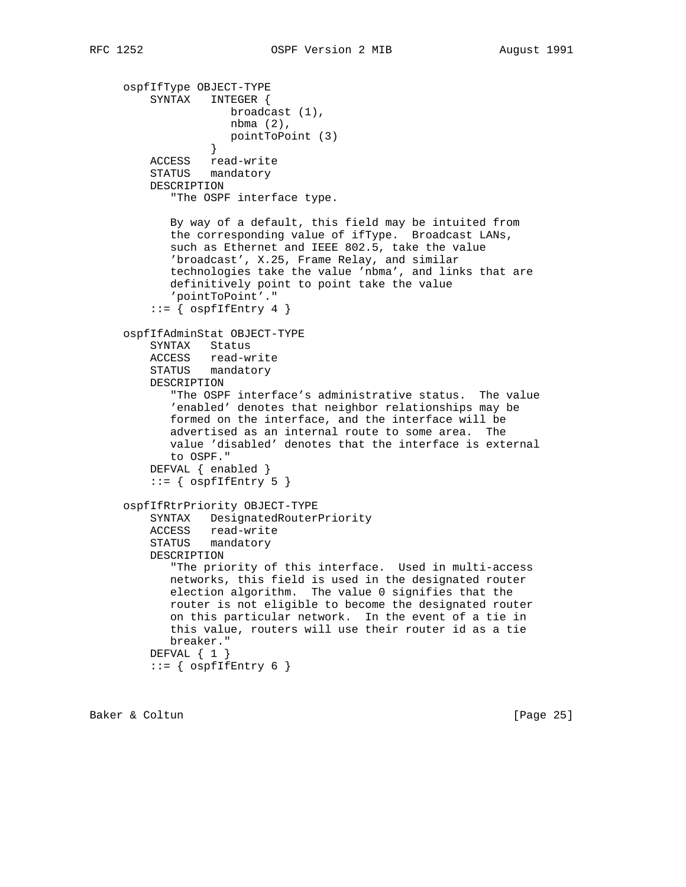```
ospfIfType OBJECT-TYPE
    SYNTAX   INTEGER {
                broadcast (1),
                nbma (2),
                pointToPoint (3)
             }
    ACCESS   read-write
    STATUS   mandatory
    DESCRIPTION
       "The OSPF interface type.

       By way of a default, this field may be intuited from
       the corresponding value of ifType.  Broadcast LANs,
       such as Ethernet and IEEE 802.5, take the value
       'broadcast', X.25, Frame Relay, and similar
       technologies take the value 'nbma', and links that are
       definitively point to point take the value
       'pointToPoint'."
    ::= { ospfIfEntry 4 }

ospfIfAdminStat OBJECT-TYPE
    SYNTAX   Status
    ACCESS   read-write
    STATUS   mandatory
    DESCRIPTION
       "The OSPF interface's administrative status.  The value
       'enabled' denotes that neighbor relationships may be
       formed on the interface, and the interface will be
       advertised as an internal route to some area.  The
       value 'disabled' denotes that the interface is external
       to OSPF."
    DEFVAL { enabled }
    ::= { ospfIfEntry 5 }

ospfIfRtrPriority OBJECT-TYPE
    SYNTAX   DesignatedRouterPriority
    ACCESS   read-write
    STATUS   mandatory
    DESCRIPTION
       "The priority of this interface.  Used in multi-access
       networks, this field is used in the designated router
       election algorithm.  The value 0 signifies that the
       router is not eligible to become the designated router
       on this particular network.  In the event of a tie in
       this value, routers will use their router id as a tie
       breaker."
    DEFVAL { 1 }
    ::= { ospfIfEntry 6 }
```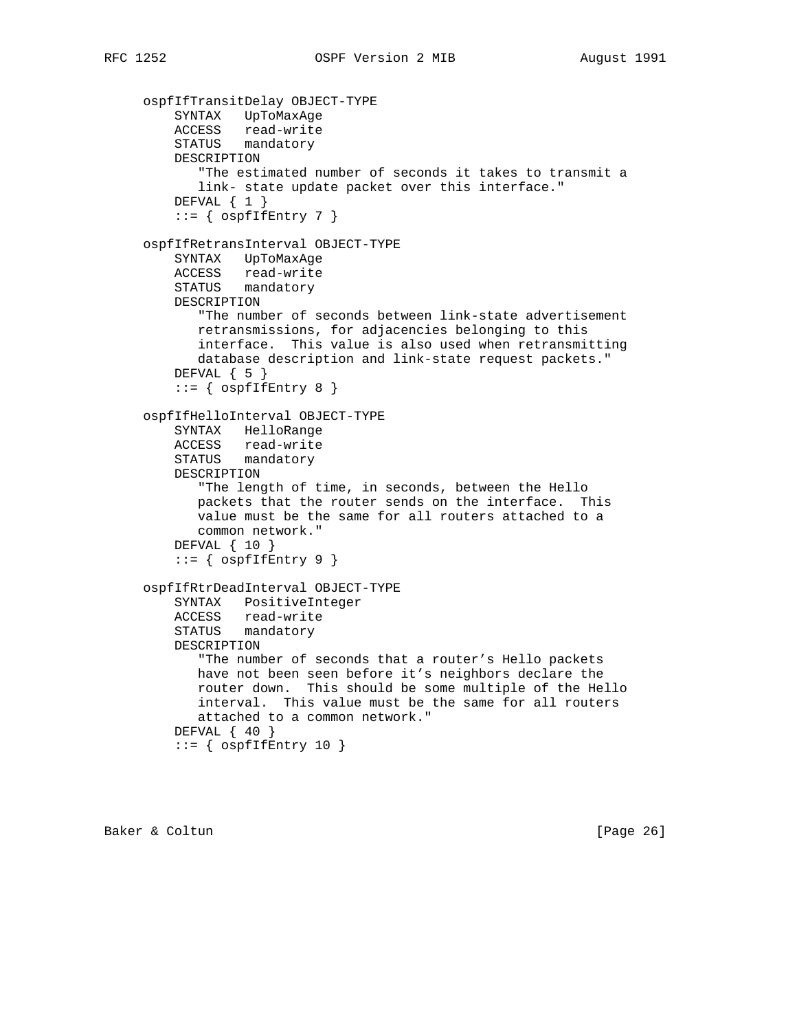```
ospfIfTransitDelay OBJECT-TYPE
    SYNTAX   UpToMaxAge
    ACCESS   read-write
    STATUS   mandatory
    DESCRIPTION
       "The estimated number of seconds it takes to transmit a
       link- state update packet over this interface."
    DEFVAL { 1 }
    ::= { ospfIfEntry 7 }

ospfIfRetransInterval OBJECT-TYPE
    SYNTAX   UpToMaxAge
    ACCESS   read-write
    STATUS   mandatory
    DESCRIPTION
       "The number of seconds between link-state advertisement
       retransmissions, for adjacencies belonging to this
       interface.  This value is also used when retransmitting
       database description and link-state request packets."
    DEFVAL { 5 }
    ::= { ospfIfEntry 8 }

ospfIfHelloInterval OBJECT-TYPE
    SYNTAX   HelloRange
    ACCESS   read-write
    STATUS   mandatory
    DESCRIPTION
       "The length of time, in seconds, between the Hello
       packets that the router sends on the interface.  This
       value must be the same for all routers attached to a
       common network."
    DEFVAL { 10 }
    ::= { ospfIfEntry 9 }

ospfIfRtrDeadInterval OBJECT-TYPE
    SYNTAX   PositiveInteger
    ACCESS   read-write
    STATUS   mandatory
    DESCRIPTION
       "The number of seconds that a router's Hello packets
       have not been seen before it's neighbors declare the
       router down.  This should be some multiple of the Hello
       interval.  This value must be the same for all routers
       attached to a common network."
    DEFVAL { 40 }
    ::= { ospfIfEntry 10 }
```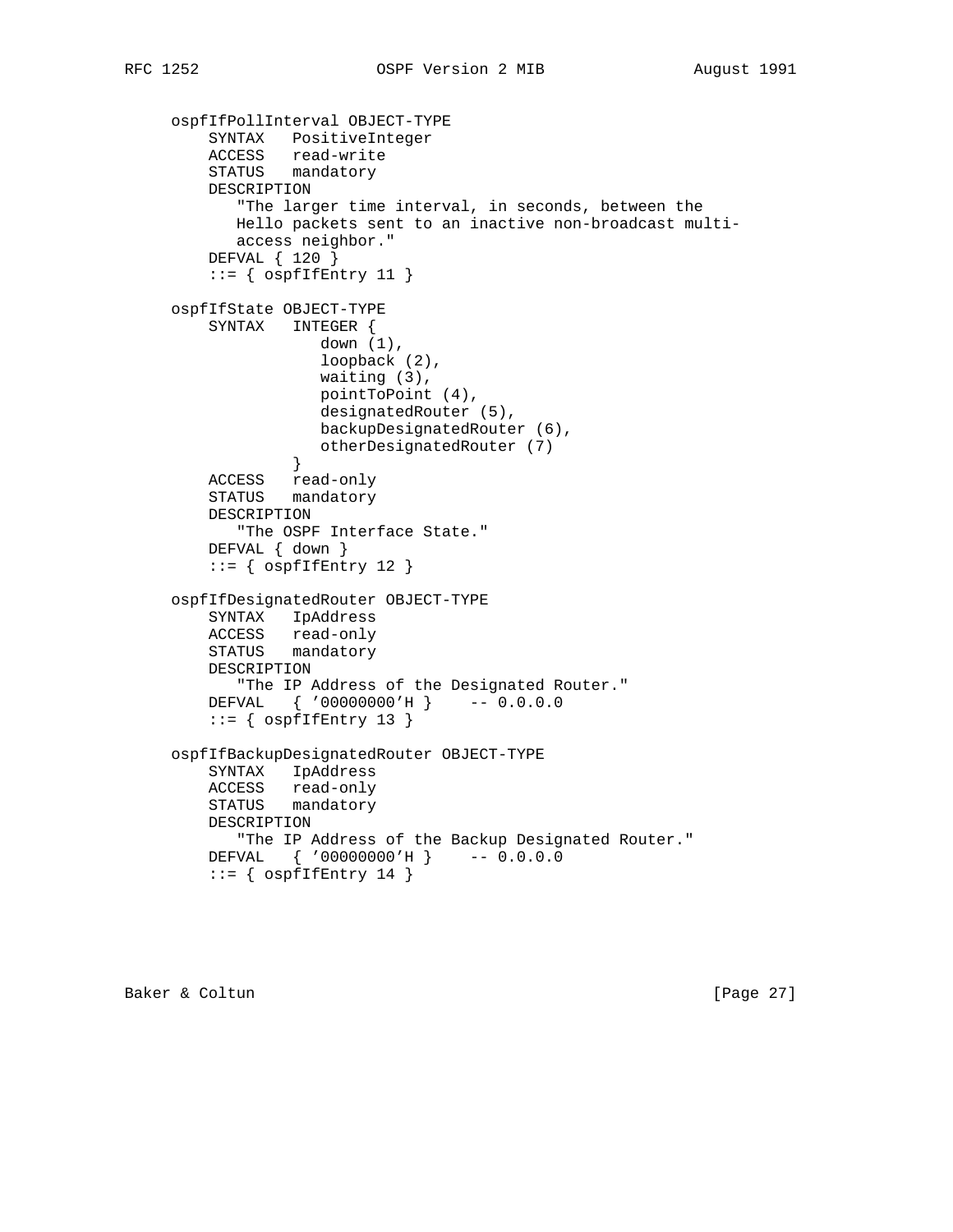```
     ospfIfPollInterval OBJECT-TYPE
         SYNTAX   PositiveInteger
         ACCESS   read-write
         STATUS   mandatory
         DESCRIPTION
            "The larger time interval, in seconds, between the
            Hello packets sent to an inactive non-broadcast multi-
            access neighbor."
         DEFVAL { 120 }
         ::= { ospfIfEntry 11 }

     ospfIfState OBJECT-TYPE
         SYNTAX   INTEGER {
                     down (1),
                     loopback (2),
                     waiting (3),
                     pointToPoint (4),
                     designatedRouter (5),
                     backupDesignatedRouter (6),
                     otherDesignatedRouter (7)
                  }
         ACCESS   read-only
         STATUS   mandatory
         DESCRIPTION
            "The OSPF Interface State."
         DEFVAL { down }
         ::= { ospfIfEntry 12 }

     ospfIfDesignatedRouter OBJECT-TYPE
         SYNTAX   IpAddress
         ACCESS   read-only
         STATUS   mandatory
         DESCRIPTION
            "The IP Address of the Designated Router."
         DEFVAL   { '00000000'H }    -- 0.0.0.0
         ::= { ospfIfEntry 13 }

     ospfIfBackupDesignatedRouter OBJECT-TYPE
         SYNTAX   IpAddress
         ACCESS   read-only
         STATUS   mandatory
         DESCRIPTION
            "The IP Address of the Backup Designated Router."
         DEFVAL   { '00000000'H }    -- 0.0.0.0
         ::= { ospfIfEntry 14 }
```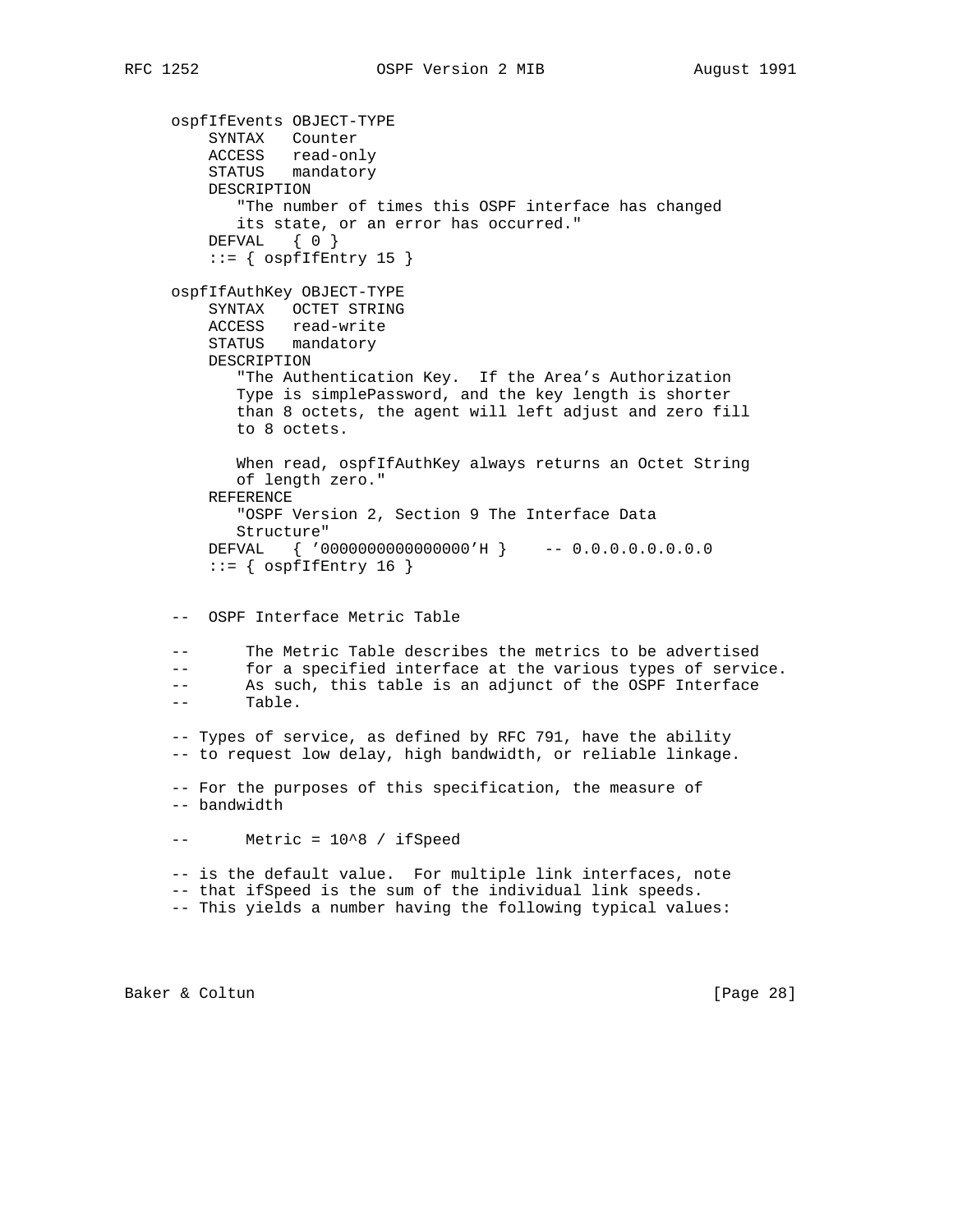```
ospfIfEvents OBJECT-TYPE
    SYNTAX   Counter
    ACCESS   read-only
    STATUS   mandatory
    DESCRIPTION
       "The number of times this OSPF interface has changed
       its state, or an error has occurred."
    DEFVAL   { 0 }
    ::= { ospfIfEntry 15 }

ospfIfAuthKey OBJECT-TYPE
    SYNTAX   OCTET STRING
    ACCESS   read-write
    STATUS   mandatory
    DESCRIPTION
       "The Authentication Key.  If the Area's Authorization
       Type is simplePassword, and the key length is shorter
       than 8 octets, the agent will left adjust and zero fill
       to 8 octets.

       When read, ospfIfAuthKey always returns an Octet String
       of length zero."
    REFERENCE
       "OSPF Version 2, Section 9 The Interface Data
       Structure"
    DEFVAL   { '0000000000000000'H }    -- 0.0.0.0.0.0.0.0
    ::= { ospfIfEntry 16 }


--  OSPF Interface Metric Table

--      The Metric Table describes the metrics to be advertised
--      for a specified interface at the various types of service.
--      As such, this table is an adjunct of the OSPF Interface
--      Table.

-- Types of service, as defined by RFC 791, have the ability
-- to request low delay, high bandwidth, or reliable linkage.

-- For the purposes of this specification, the measure of
-- bandwidth

--      Metric = 10^8 / ifSpeed

-- is the default value.  For multiple link interfaces, note
-- that ifSpeed is the sum of the individual link speeds.
-- This yields a number having the following typical values:
```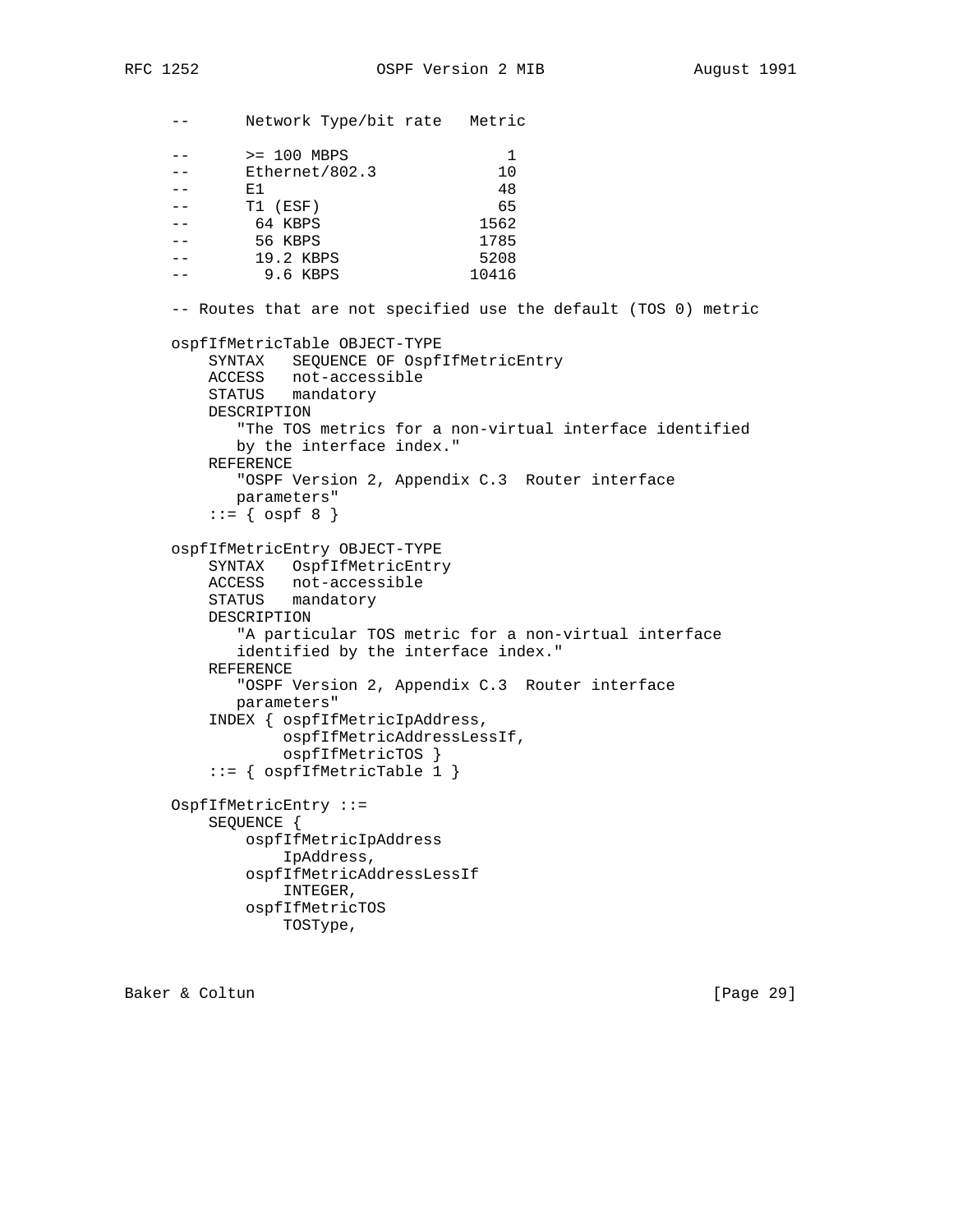```
    --      Network Type/bit rate   Metric

    --      >= 100 MBPS                 1
    --      Ethernet/802.3             10
    --      E1                         48
    --      T1 (ESF)                   65
    --       64 KBPS                 1562
    --       56 KBPS                 1785
    --       19.2 KBPS               5208
    --        9.6 KBPS              10416

    -- Routes that are not specified use the default (TOS 0) metric

    ospfIfMetricTable OBJECT-TYPE
        SYNTAX   SEQUENCE OF OspfIfMetricEntry
        ACCESS   not-accessible
        STATUS   mandatory
        DESCRIPTION
           "The TOS metrics for a non-virtual interface identified
           by the interface index."
        REFERENCE
           "OSPF Version 2, Appendix C.3  Router interface
           parameters"
        ::= { ospf 8 }

    ospfIfMetricEntry OBJECT-TYPE
        SYNTAX   OspfIfMetricEntry
        ACCESS   not-accessible
        STATUS   mandatory
        DESCRIPTION
           "A particular TOS metric for a non-virtual interface
           identified by the interface index."
        REFERENCE
           "OSPF Version 2, Appendix C.3  Router interface
           parameters"
        INDEX { ospfIfMetricIpAddress,
                ospfIfMetricAddressLessIf,
                ospfIfMetricTOS }
        ::= { ospfIfMetricTable 1 }

    OspfIfMetricEntry ::=
        SEQUENCE {
            ospfIfMetricIpAddress
                IpAddress,
            ospfIfMetricAddressLessIf
                INTEGER,
            ospfIfMetricTOS
                TOSType,
```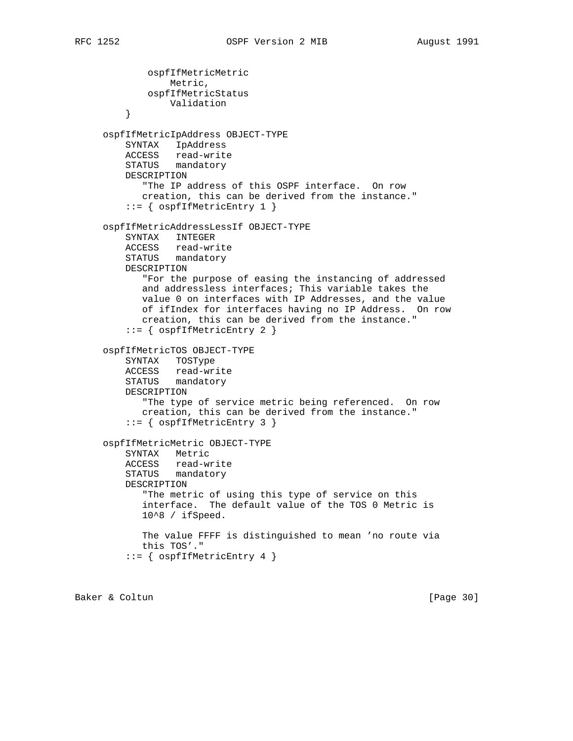```
             ospfIfMetricMetric
                 Metric,
             ospfIfMetricStatus
                 Validation
         }

     ospfIfMetricIpAddress OBJECT-TYPE
         SYNTAX   IpAddress
         ACCESS   read-write
         STATUS   mandatory
         DESCRIPTION
            "The IP address of this OSPF interface.  On row
            creation, this can be derived from the instance."
         ::= { ospfIfMetricEntry 1 }

     ospfIfMetricAddressLessIf OBJECT-TYPE
         SYNTAX   INTEGER
         ACCESS   read-write
         STATUS   mandatory
         DESCRIPTION
            "For the purpose of easing the instancing of addressed
            and addressless interfaces; This variable takes the
            value 0 on interfaces with IP Addresses, and the value
            of ifIndex for interfaces having no IP Address.  On row
            creation, this can be derived from the instance."
         ::= { ospfIfMetricEntry 2 }

     ospfIfMetricTOS OBJECT-TYPE
         SYNTAX   TOSType
         ACCESS   read-write
         STATUS   mandatory
         DESCRIPTION
            "The type of service metric being referenced.  On row
            creation, this can be derived from the instance."
         ::= { ospfIfMetricEntry 3 }

     ospfIfMetricMetric OBJECT-TYPE
         SYNTAX   Metric
         ACCESS   read-write
         STATUS   mandatory
         DESCRIPTION
            "The metric of using this type of service on this
            interface.  The default value of the TOS 0 Metric is
            10^8 / ifSpeed.

            The value FFFF is distinguished to mean 'no route via
            this TOS'."
         ::= { ospfIfMetricEntry 4 }
```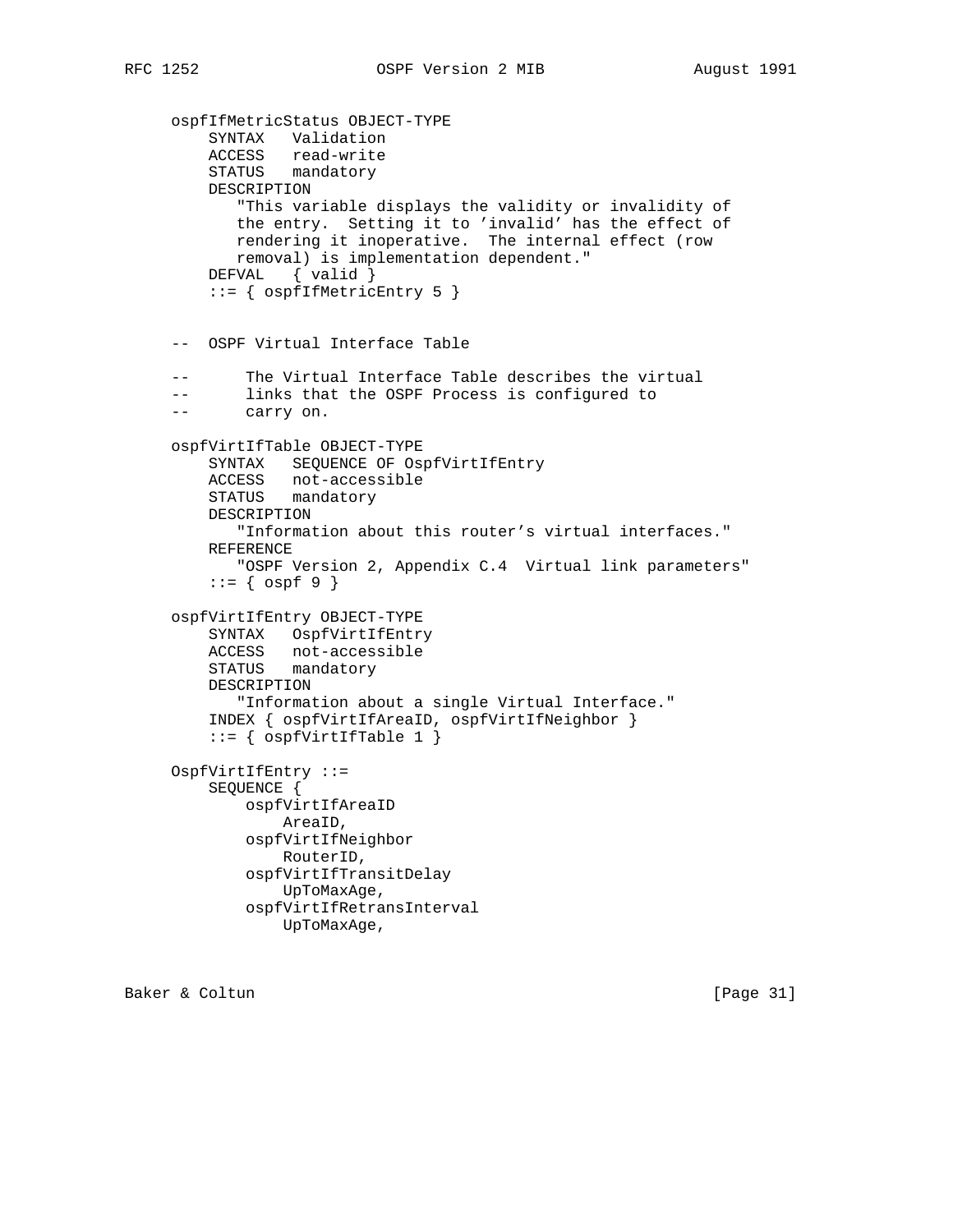```
ospfIfMetricStatus OBJECT-TYPE
    SYNTAX   Validation
    ACCESS   read-write
    STATUS   mandatory
    DESCRIPTION
       "This variable displays the validity or invalidity of
       the entry.  Setting it to 'invalid' has the effect of
       rendering it inoperative.  The internal effect (row
       removal) is implementation dependent."
    DEFVAL   { valid }
    ::= { ospfIfMetricEntry 5 }


--  OSPF Virtual Interface Table

--      The Virtual Interface Table describes the virtual
--      links that the OSPF Process is configured to
--      carry on.

ospfVirtIfTable OBJECT-TYPE
    SYNTAX   SEQUENCE OF OspfVirtIfEntry
    ACCESS   not-accessible
    STATUS   mandatory
    DESCRIPTION
       "Information about this router's virtual interfaces."
    REFERENCE
       "OSPF Version 2, Appendix C.4  Virtual link parameters"
    ::= { ospf 9 }

ospfVirtIfEntry OBJECT-TYPE
    SYNTAX   OspfVirtIfEntry
    ACCESS   not-accessible
    STATUS   mandatory
    DESCRIPTION
       "Information about a single Virtual Interface."
    INDEX { ospfVirtIfAreaID, ospfVirtIfNeighbor }
    ::= { ospfVirtIfTable 1 }

OspfVirtIfEntry ::=
    SEQUENCE {
        ospfVirtIfAreaID
            AreaID,
        ospfVirtIfNeighbor
            RouterID,
        ospfVirtIfTransitDelay
            UpToMaxAge,
        ospfVirtIfRetransInterval
            UpToMaxAge,
```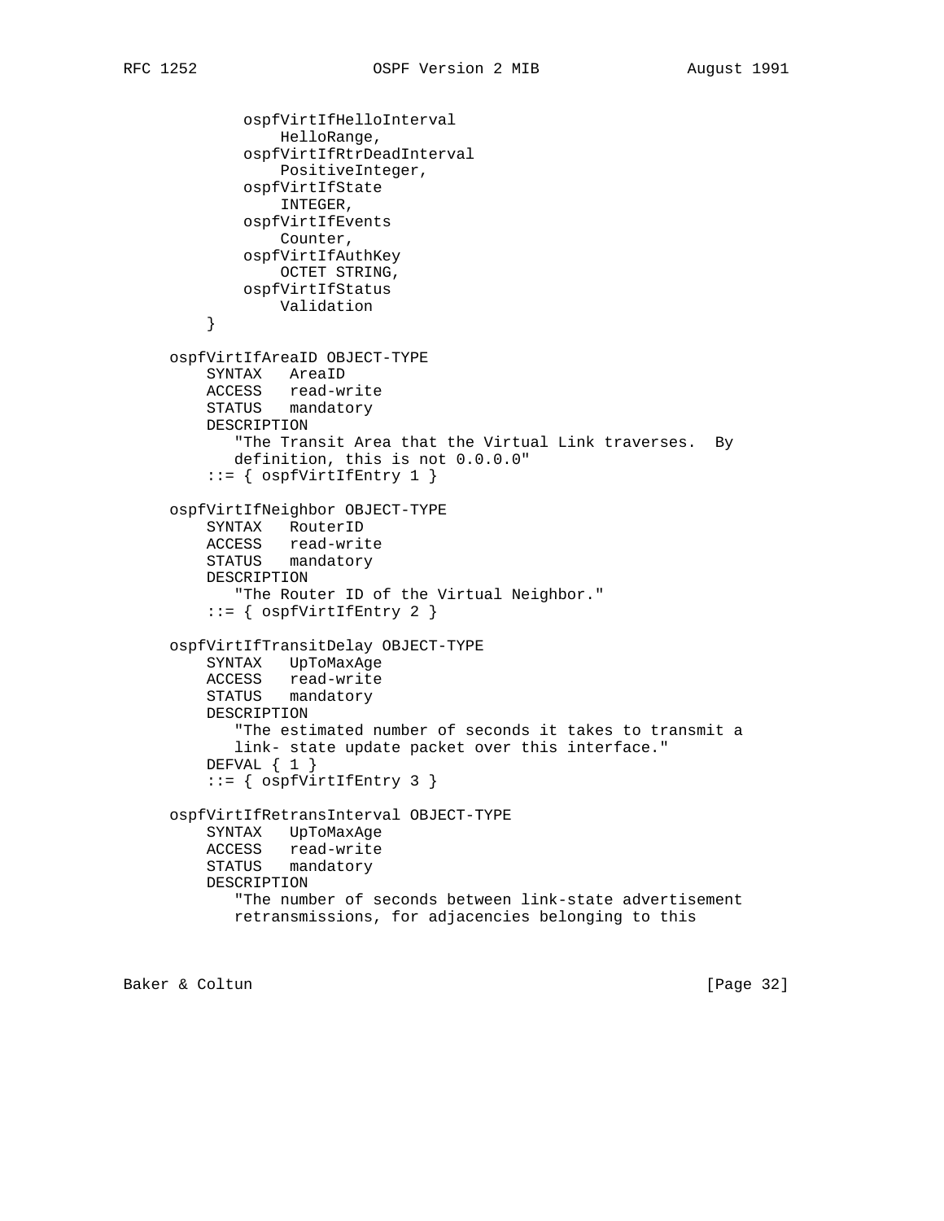```
            ospfVirtIfHelloInterval
                HelloRange,
            ospfVirtIfRtrDeadInterval
                PositiveInteger,
            ospfVirtIfState
                INTEGER,
            ospfVirtIfEvents
                Counter,
            ospfVirtIfAuthKey
                OCTET STRING,
            ospfVirtIfStatus
                Validation
        }

    ospfVirtIfAreaID OBJECT-TYPE
        SYNTAX   AreaID
        ACCESS   read-write
        STATUS   mandatory
        DESCRIPTION
           "The Transit Area that the Virtual Link traverses.  By
           definition, this is not 0.0.0.0"
        ::= { ospfVirtIfEntry 1 }

    ospfVirtIfNeighbor OBJECT-TYPE
        SYNTAX   RouterID
        ACCESS   read-write
        STATUS   mandatory
        DESCRIPTION
           "The Router ID of the Virtual Neighbor."
        ::= { ospfVirtIfEntry 2 }

    ospfVirtIfTransitDelay OBJECT-TYPE
        SYNTAX   UpToMaxAge
        ACCESS   read-write
        STATUS   mandatory
        DESCRIPTION
           "The estimated number of seconds it takes to transmit a
           link- state update packet over this interface."
        DEFVAL { 1 }
        ::= { ospfVirtIfEntry 3 }

    ospfVirtIfRetransInterval OBJECT-TYPE
        SYNTAX   UpToMaxAge
        ACCESS   read-write
        STATUS   mandatory
        DESCRIPTION
           "The number of seconds between link-state advertisement
           retransmissions, for adjacencies belonging to this
```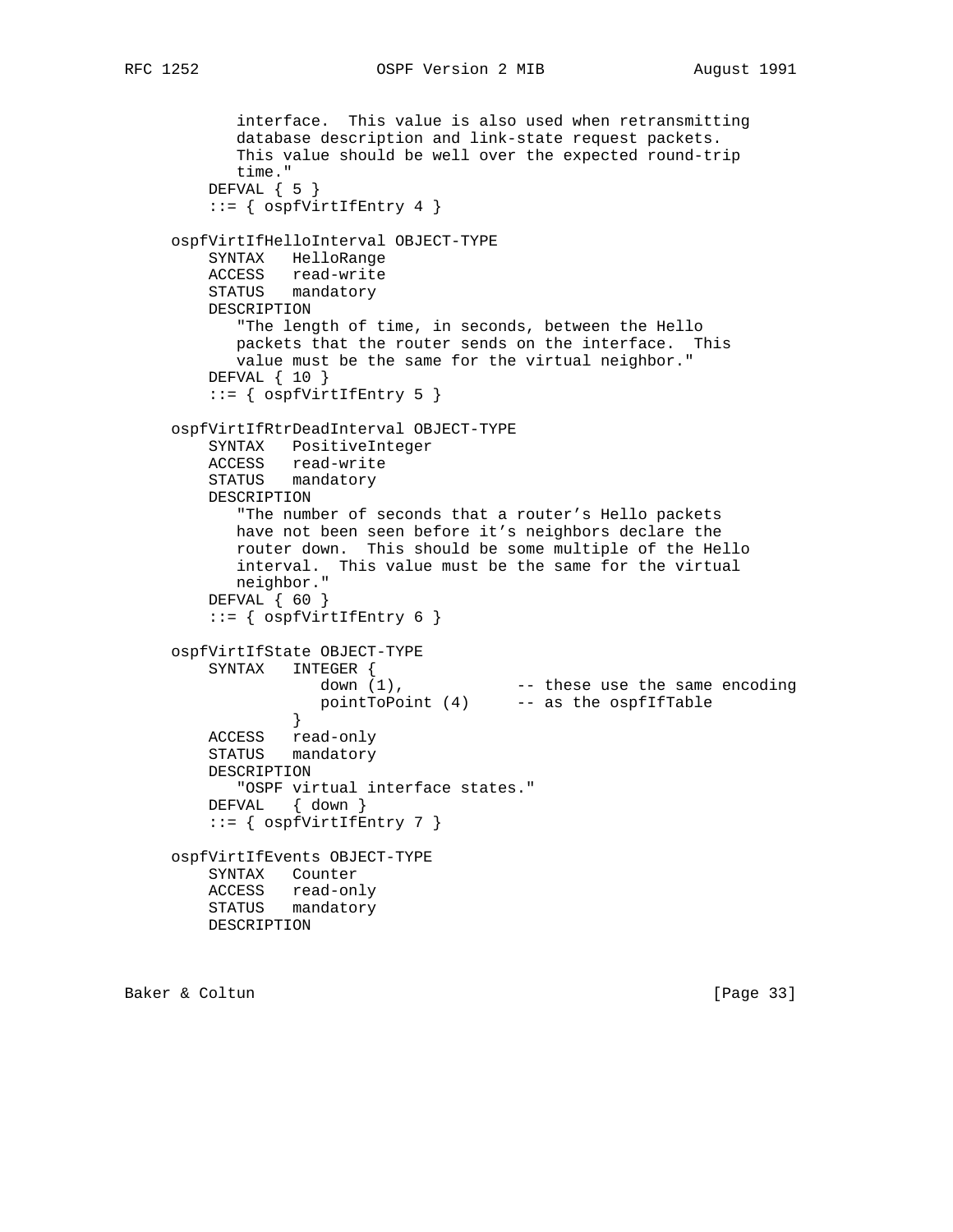```
           interface.  This value is also used when retransmitting
           database description and link-state request packets.
           This value should be well over the expected round-trip
           time."
        DEFVAL { 5 }
        ::= { ospfVirtIfEntry 4 }

    ospfVirtIfHelloInterval OBJECT-TYPE
        SYNTAX   HelloRange
        ACCESS   read-write
        STATUS   mandatory
        DESCRIPTION
           "The length of time, in seconds, between the Hello
           packets that the router sends on the interface.  This
           value must be the same for the virtual neighbor."
        DEFVAL { 10 }
        ::= { ospfVirtIfEntry 5 }

    ospfVirtIfRtrDeadInterval OBJECT-TYPE
        SYNTAX   PositiveInteger
        ACCESS   read-write
        STATUS   mandatory
        DESCRIPTION
           "The number of seconds that a router's Hello packets
           have not been seen before it's neighbors declare the
           router down.  This should be some multiple of the Hello
           interval.  This value must be the same for the virtual
           neighbor."
        DEFVAL { 60 }
        ::= { ospfVirtIfEntry 6 }

    ospfVirtIfState OBJECT-TYPE
        SYNTAX   INTEGER {
                    down (1),            -- these use the same encoding
                    pointToPoint (4)     -- as the ospfIfTable
                 }
        ACCESS   read-only
        STATUS   mandatory
        DESCRIPTION
           "OSPF virtual interface states."
        DEFVAL   { down }
        ::= { ospfVirtIfEntry 7 }

    ospfVirtIfEvents OBJECT-TYPE
        SYNTAX   Counter
        ACCESS   read-only
        STATUS   mandatory
        DESCRIPTION
```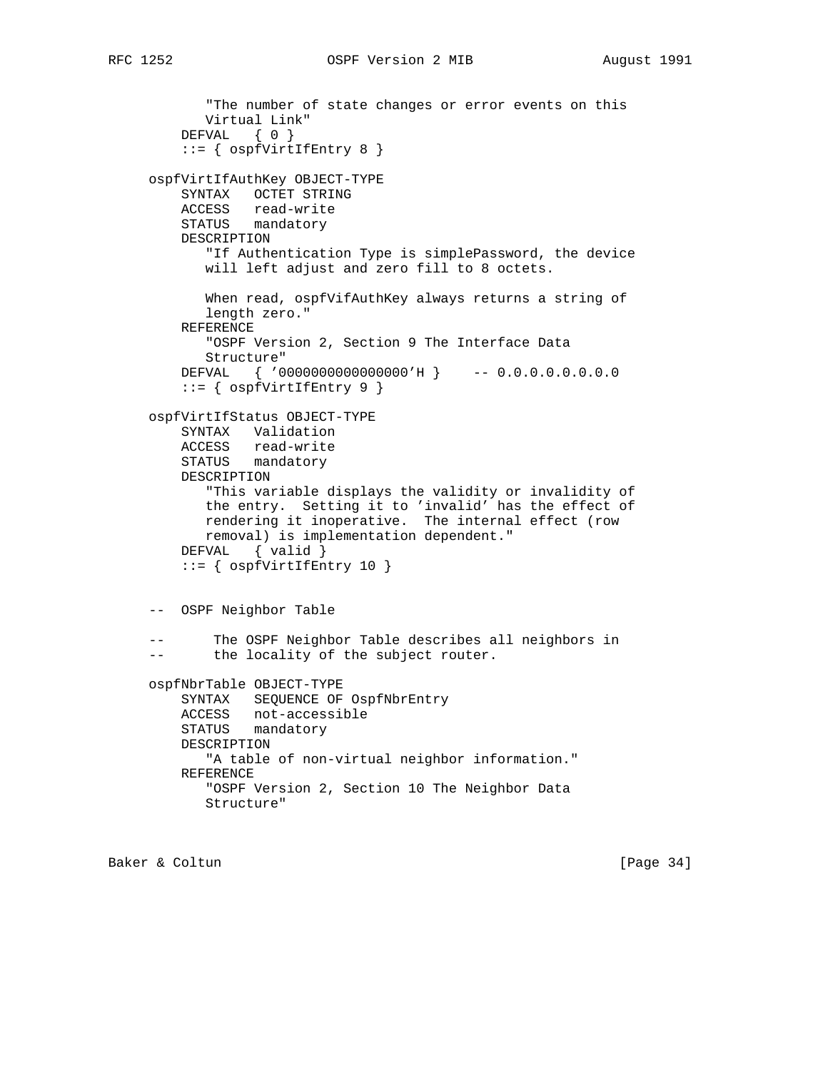```
           "The number of state changes or error events on this
           Virtual Link"
       DEFVAL   { 0 }
       ::= { ospfVirtIfEntry 8 }

   ospfVirtIfAuthKey OBJECT-TYPE
       SYNTAX   OCTET STRING
       ACCESS   read-write
       STATUS   mandatory
       DESCRIPTION
          "If Authentication Type is simplePassword, the device
          will left adjust and zero fill to 8 octets.

          When read, ospfVifAuthKey always returns a string of
          length zero."
       REFERENCE
          "OSPF Version 2, Section 9 The Interface Data
          Structure"
       DEFVAL   { '0000000000000000'H }    -- 0.0.0.0.0.0.0.0
       ::= { ospfVirtIfEntry 9 }

   ospfVirtIfStatus OBJECT-TYPE
       SYNTAX   Validation
       ACCESS   read-write
       STATUS   mandatory
       DESCRIPTION
          "This variable displays the validity or invalidity of
          the entry.  Setting it to 'invalid' has the effect of
          rendering it inoperative.  The internal effect (row
          removal) is implementation dependent."
       DEFVAL   { valid }
       ::= { ospfVirtIfEntry 10 }


   --  OSPF Neighbor Table

   --      The OSPF Neighbor Table describes all neighbors in
   --      the locality of the subject router.

   ospfNbrTable OBJECT-TYPE
       SYNTAX   SEQUENCE OF OspfNbrEntry
       ACCESS   not-accessible
       STATUS   mandatory
       DESCRIPTION
          "A table of non-virtual neighbor information."
       REFERENCE
          "OSPF Version 2, Section 10 The Neighbor Data
          Structure"
```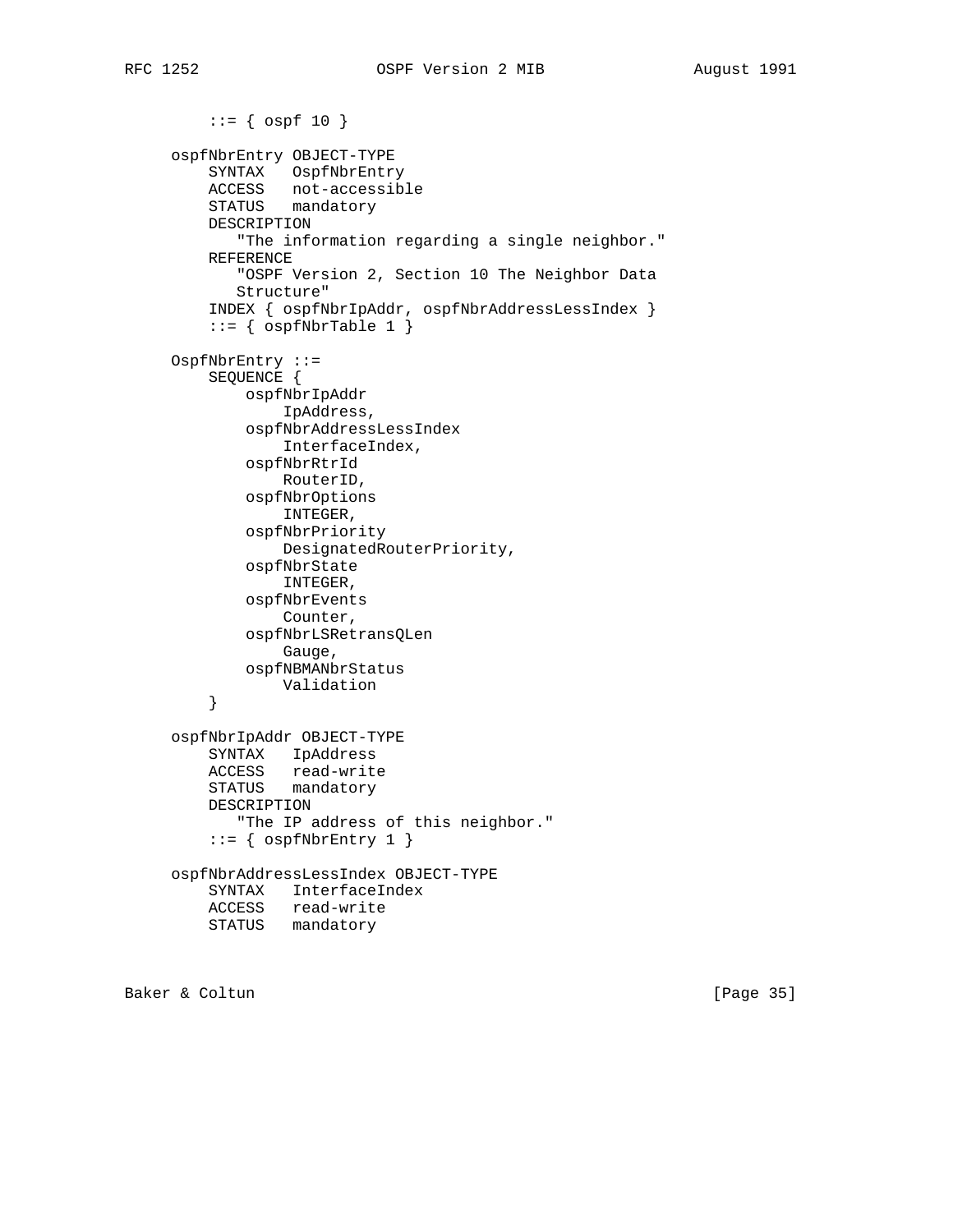```
         ::= { ospf 10 }

     ospfNbrEntry OBJECT-TYPE
         SYNTAX   OspfNbrEntry
         ACCESS   not-accessible
         STATUS   mandatory
         DESCRIPTION
            "The information regarding a single neighbor."
         REFERENCE
            "OSPF Version 2, Section 10 The Neighbor Data
            Structure"
         INDEX { ospfNbrIpAddr, ospfNbrAddressLessIndex }
         ::= { ospfNbrTable 1 }

     OspfNbrEntry ::=
         SEQUENCE {
             ospfNbrIpAddr
                 IpAddress,
             ospfNbrAddressLessIndex
                 InterfaceIndex,
             ospfNbrRtrId
                 RouterID,
             ospfNbrOptions
                 INTEGER,
             ospfNbrPriority
                 DesignatedRouterPriority,
             ospfNbrState
                 INTEGER,
             ospfNbrEvents
                 Counter,
             ospfNbrLSRetransQLen
                 Gauge,
             ospfNBMANbrStatus
                 Validation
         }

     ospfNbrIpAddr OBJECT-TYPE
         SYNTAX   IpAddress
         ACCESS   read-write
         STATUS   mandatory
         DESCRIPTION
            "The IP address of this neighbor."
         ::= { ospfNbrEntry 1 }

     ospfNbrAddressLessIndex OBJECT-TYPE
         SYNTAX   InterfaceIndex
         ACCESS   read-write
         STATUS   mandatory
```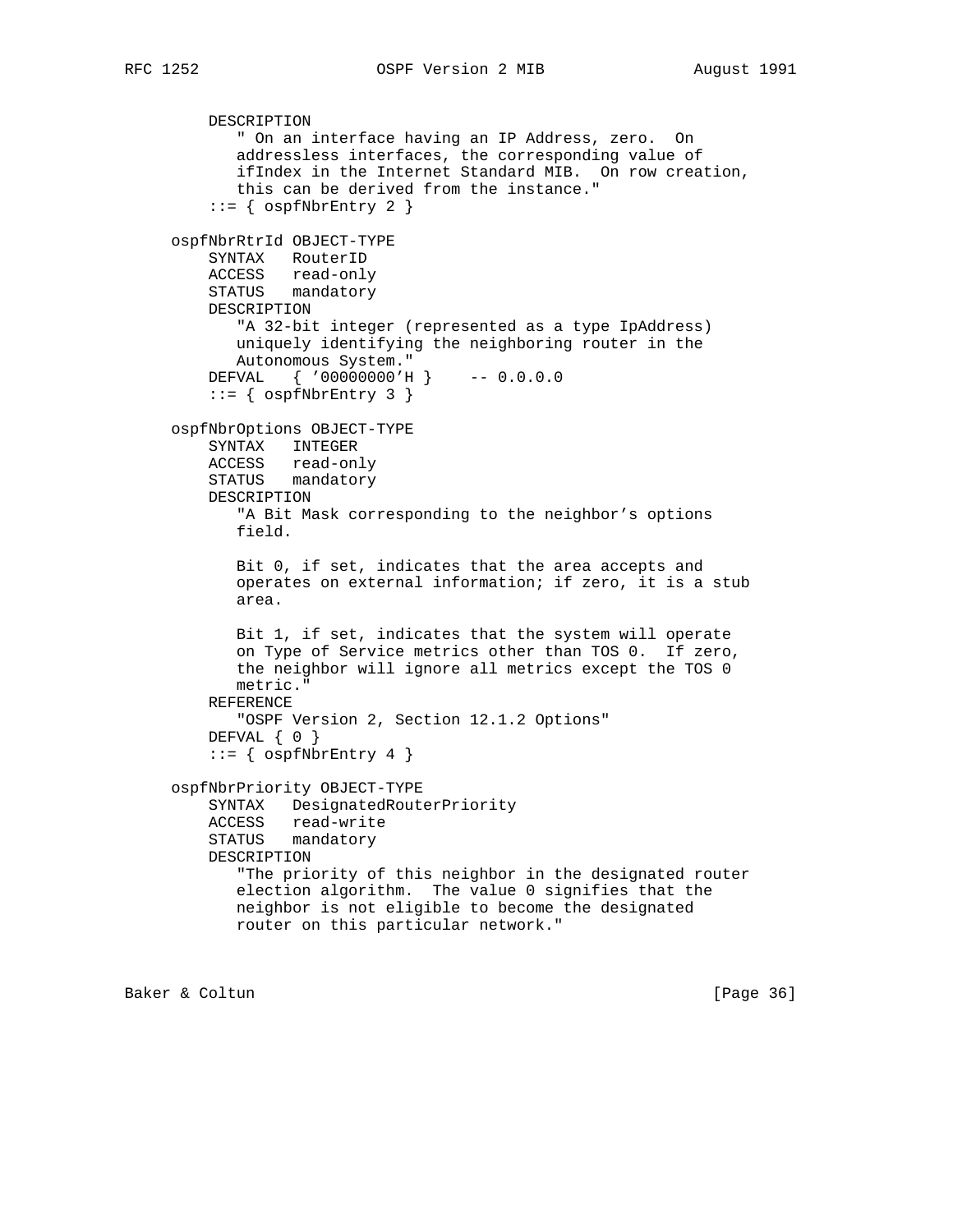```
          DESCRIPTION
             " On an interface having an IP Address, zero.  On
             addressless interfaces, the corresponding value of
             ifIndex in the Internet Standard MIB.  On row creation,
             this can be derived from the instance."
          ::= { ospfNbrEntry 2 }

      ospfNbrRtrId OBJECT-TYPE
          SYNTAX   RouterID
          ACCESS   read-only
          STATUS   mandatory
          DESCRIPTION
             "A 32-bit integer (represented as a type IpAddress)
             uniquely identifying the neighboring router in the
             Autonomous System."
          DEFVAL   { '00000000'H }    -- 0.0.0.0
          ::= { ospfNbrEntry 3 }

      ospfNbrOptions OBJECT-TYPE
          SYNTAX   INTEGER
          ACCESS   read-only
          STATUS   mandatory
          DESCRIPTION
             "A Bit Mask corresponding to the neighbor's options
             field.

             Bit 0, if set, indicates that the area accepts and
             operates on external information; if zero, it is a stub
             area.

             Bit 1, if set, indicates that the system will operate
             on Type of Service metrics other than TOS 0.  If zero,
             the neighbor will ignore all metrics except the TOS 0
             metric."
          REFERENCE
             "OSPF Version 2, Section 12.1.2 Options"
          DEFVAL { 0 }
          ::= { ospfNbrEntry 4 }

      ospfNbrPriority OBJECT-TYPE
          SYNTAX   DesignatedRouterPriority
          ACCESS   read-write
          STATUS   mandatory
          DESCRIPTION
             "The priority of this neighbor in the designated router
             election algorithm.  The value 0 signifies that the
             neighbor is not eligible to become the designated
             router on this particular network."
```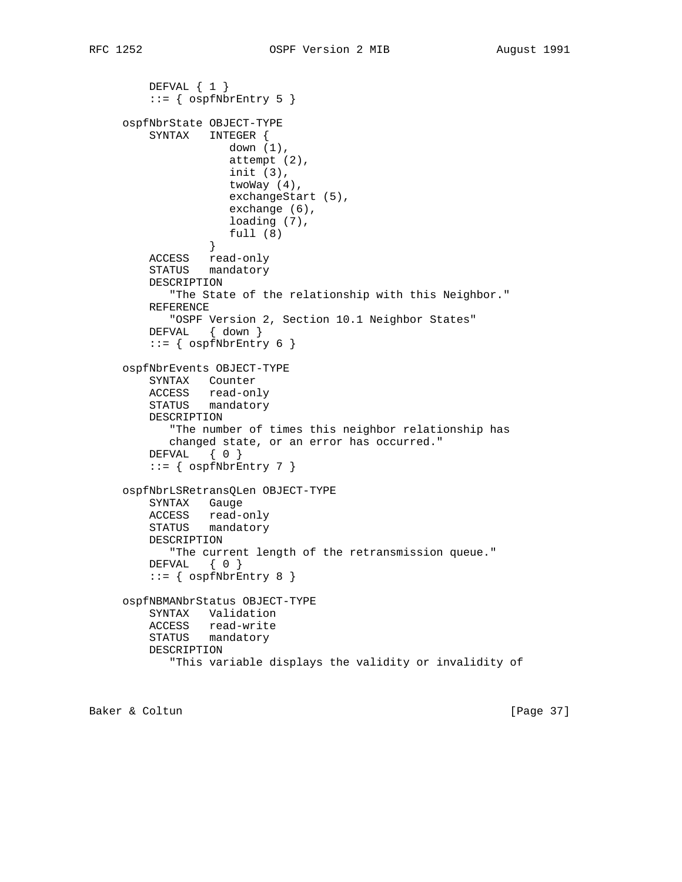```
         DEFVAL { 1 }
         ::= { ospfNbrEntry 5 }

     ospfNbrState OBJECT-TYPE
         SYNTAX   INTEGER {
                     down (1),
                     attempt (2),
                     init (3),
                     twoWay (4),
                     exchangeStart (5),
                     exchange (6),
                     loading (7),
                     full (8)
                  }
         ACCESS   read-only
         STATUS   mandatory
         DESCRIPTION
            "The State of the relationship with this Neighbor."
         REFERENCE
            "OSPF Version 2, Section 10.1 Neighbor States"
         DEFVAL   { down }
         ::= { ospfNbrEntry 6 }

     ospfNbrEvents OBJECT-TYPE
         SYNTAX   Counter
         ACCESS   read-only
         STATUS   mandatory
         DESCRIPTION
            "The number of times this neighbor relationship has
            changed state, or an error has occurred."
         DEFVAL   { 0 }
         ::= { ospfNbrEntry 7 }

     ospfNbrLSRetransQLen OBJECT-TYPE
         SYNTAX   Gauge
         ACCESS   read-only
         STATUS   mandatory
         DESCRIPTION
            "The current length of the retransmission queue."
         DEFVAL   { 0 }
         ::= { ospfNbrEntry 8 }

     ospfNBMANbrStatus OBJECT-TYPE
         SYNTAX   Validation
         ACCESS   read-write
         STATUS   mandatory
         DESCRIPTION
            "This variable displays the validity or invalidity of
```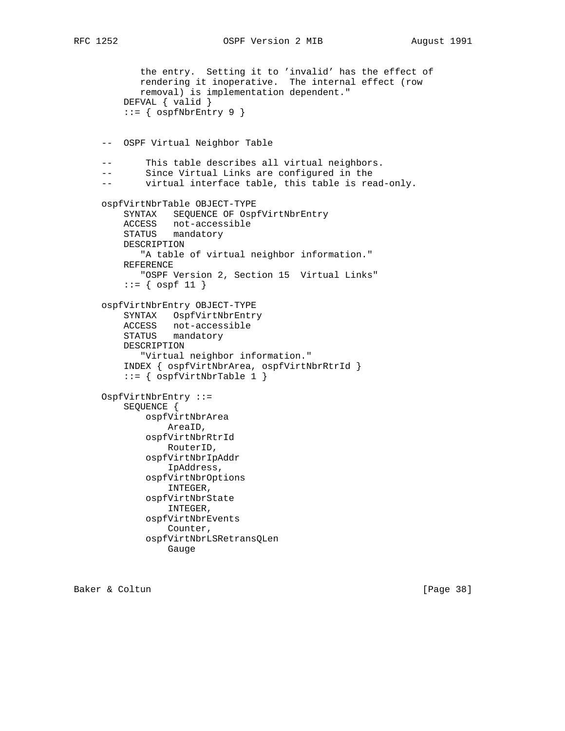```
           the entry.  Setting it to 'invalid' has the effect of
           rendering it inoperative.  The internal effect (row
           removal) is implementation dependent."
       DEFVAL { valid }
       ::= { ospfNbrEntry 9 }


   --  OSPF Virtual Neighbor Table

   --      This table describes all virtual neighbors.
   --      Since Virtual Links are configured in the
   --      virtual interface table, this table is read-only.

   ospfVirtNbrTable OBJECT-TYPE
       SYNTAX   SEQUENCE OF OspfVirtNbrEntry
       ACCESS   not-accessible
       STATUS   mandatory
       DESCRIPTION
          "A table of virtual neighbor information."
       REFERENCE
          "OSPF Version 2, Section 15  Virtual Links"
       ::= { ospf 11 }

   ospfVirtNbrEntry OBJECT-TYPE
       SYNTAX   OspfVirtNbrEntry
       ACCESS   not-accessible
       STATUS   mandatory
       DESCRIPTION
          "Virtual neighbor information."
       INDEX { ospfVirtNbrArea, ospfVirtNbrRtrId }
       ::= { ospfVirtNbrTable 1 }

   OspfVirtNbrEntry ::=
       SEQUENCE {
           ospfVirtNbrArea
               AreaID,
           ospfVirtNbrRtrId
               RouterID,
           ospfVirtNbrIpAddr
               IpAddress,
           ospfVirtNbrOptions
               INTEGER,
           ospfVirtNbrState
               INTEGER,
           ospfVirtNbrEvents
               Counter,
           ospfVirtNbrLSRetransQLen
               Gauge
```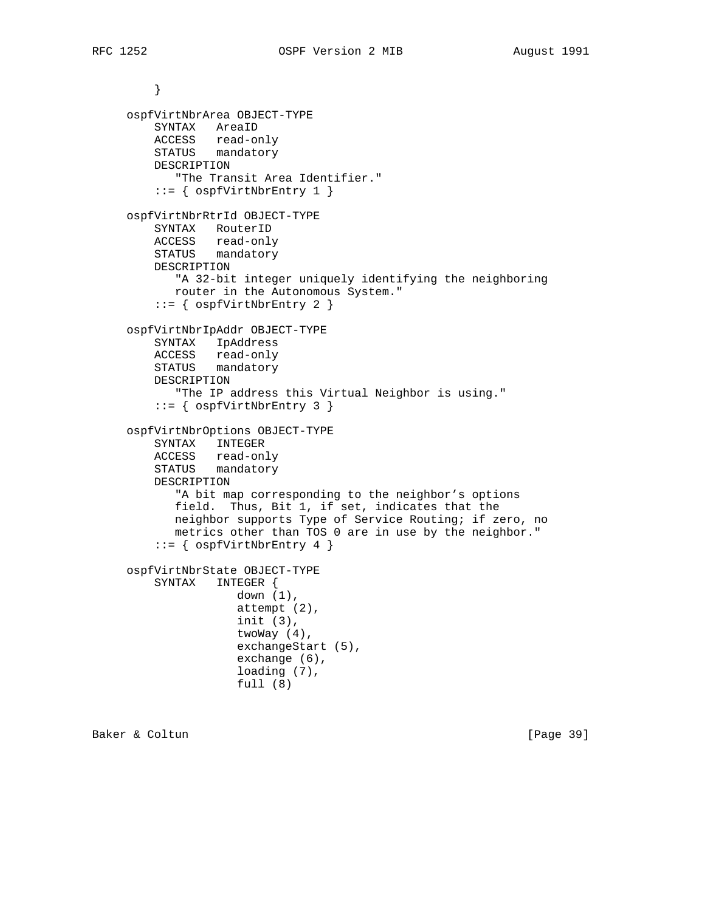```
        }

    ospfVirtNbrArea OBJECT-TYPE
        SYNTAX   AreaID
        ACCESS   read-only
        STATUS   mandatory
        DESCRIPTION
           "The Transit Area Identifier."
        ::= { ospfVirtNbrEntry 1 }

    ospfVirtNbrRtrId OBJECT-TYPE
        SYNTAX   RouterID
        ACCESS   read-only
        STATUS   mandatory
        DESCRIPTION
           "A 32-bit integer uniquely identifying the neighboring
           router in the Autonomous System."
        ::= { ospfVirtNbrEntry 2 }

    ospfVirtNbrIpAddr OBJECT-TYPE
        SYNTAX   IpAddress
        ACCESS   read-only
        STATUS   mandatory
        DESCRIPTION
           "The IP address this Virtual Neighbor is using."
        ::= { ospfVirtNbrEntry 3 }

    ospfVirtNbrOptions OBJECT-TYPE
        SYNTAX   INTEGER
        ACCESS   read-only
        STATUS   mandatory
        DESCRIPTION
           "A bit map corresponding to the neighbor's options
           field.  Thus, Bit 1, if set, indicates that the
           neighbor supports Type of Service Routing; if zero, no
           metrics other than TOS 0 are in use by the neighbor."
        ::= { ospfVirtNbrEntry 4 }

    ospfVirtNbrState OBJECT-TYPE
        SYNTAX   INTEGER {
                    down (1),
                    attempt (2),
                    init (3),
                    twoWay (4),
                    exchangeStart (5),
                    exchange (6),
                    loading (7),
                    full (8)
```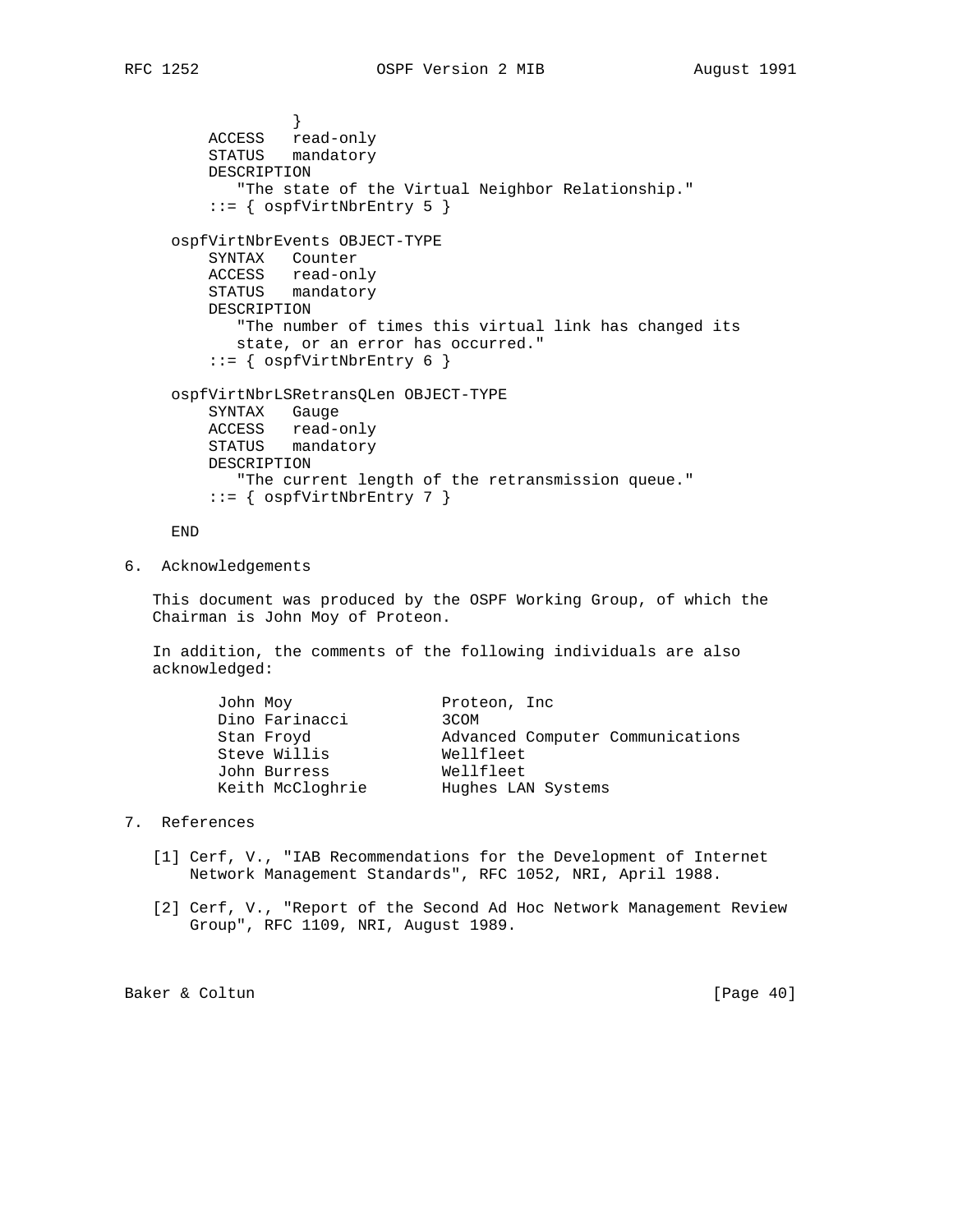```
                }
        ACCESS   read-only
        STATUS   mandatory
        DESCRIPTION
           "The state of the Virtual Neighbor Relationship."
        ::= { ospfVirtNbrEntry 5 }

    ospfVirtNbrEvents OBJECT-TYPE
        SYNTAX   Counter
        ACCESS   read-only
        STATUS   mandatory
        DESCRIPTION
           "The number of times this virtual link has changed its
           state, or an error has occurred."
        ::= { ospfVirtNbrEntry 6 }

    ospfVirtNbrLSRetransQLen OBJECT-TYPE
        SYNTAX   Gauge
        ACCESS   read-only
        STATUS   mandatory
        DESCRIPTION
           "The current length of the retransmission queue."
        ::= { ospfVirtNbrEntry 7 }

    END
```

## 6. Acknowledgements

This document was produced by the OSPF Working Group, of which the Chairman is John Moy of Proteon.

In addition, the comments of the following individuals are also acknowledged:

```
     John Moy               Proteon, Inc
     Dino Farinacci         3COM
     Stan Froyd             Advanced Computer Communications
     Steve Willis           Wellfleet
     John Burress           Wellfleet
     Keith McCloghrie       Hughes LAN Systems
```

## 7. References

[1] Cerf, V., "IAB Recommendations for the Development of Internet Network Management Standards", RFC 1052, NRI, April 1988.

[2] Cerf, V., "Report of the Second Ad Hoc Network Management Review Group", RFC 1109, NRI, August 1989.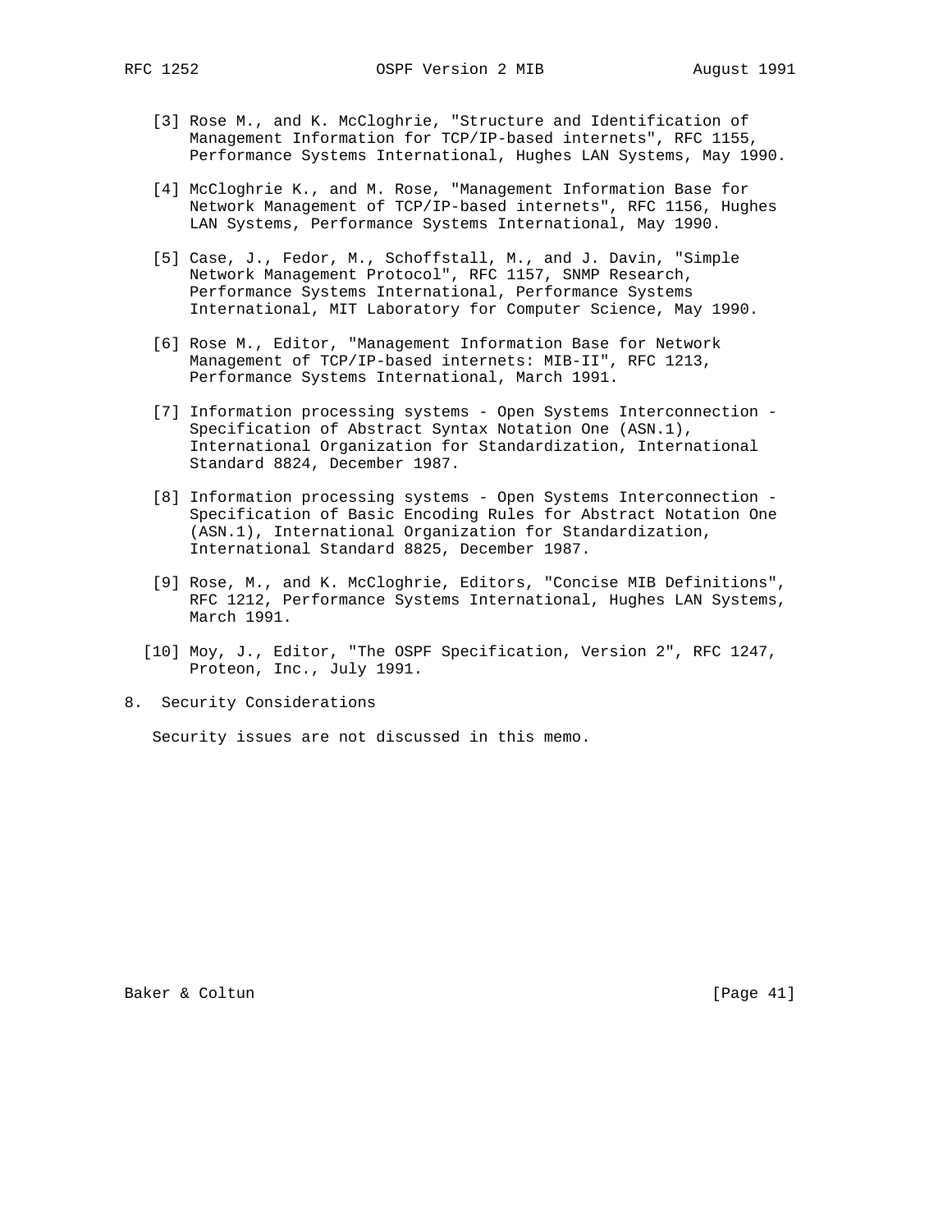[3] Rose M., and K. McCloghrie, "Structure and Identification of Management Information for TCP/IP-based internets", RFC 1155, Performance Systems International, Hughes LAN Systems, May 1990.

[4] McCloghrie K., and M. Rose, "Management Information Base for Network Management of TCP/IP-based internets", RFC 1156, Hughes LAN Systems, Performance Systems International, May 1990.

[5] Case, J., Fedor, M., Schoffstall, M., and J. Davin, "Simple Network Management Protocol", RFC 1157, SNMP Research, Performance Systems International, Performance Systems International, MIT Laboratory for Computer Science, May 1990.

[6] Rose M., Editor, "Management Information Base for Network Management of TCP/IP-based internets: MIB-II", RFC 1213, Performance Systems International, March 1991.

[7] Information processing systems - Open Systems Interconnection - Specification of Abstract Syntax Notation One (ASN.1), International Organization for Standardization, International Standard 8824, December 1987.

[8] Information processing systems - Open Systems Interconnection - Specification of Basic Encoding Rules for Abstract Notation One (ASN.1), International Organization for Standardization, International Standard 8825, December 1987.

[9] Rose, M., and K. McCloghrie, Editors, "Concise MIB Definitions", RFC 1212, Performance Systems International, Hughes LAN Systems, March 1991.

[10] Moy, J., Editor, "The OSPF Specification, Version 2", RFC 1247, Proteon, Inc., July 1991.

## 8. Security Considerations

Security issues are not discussed in this memo.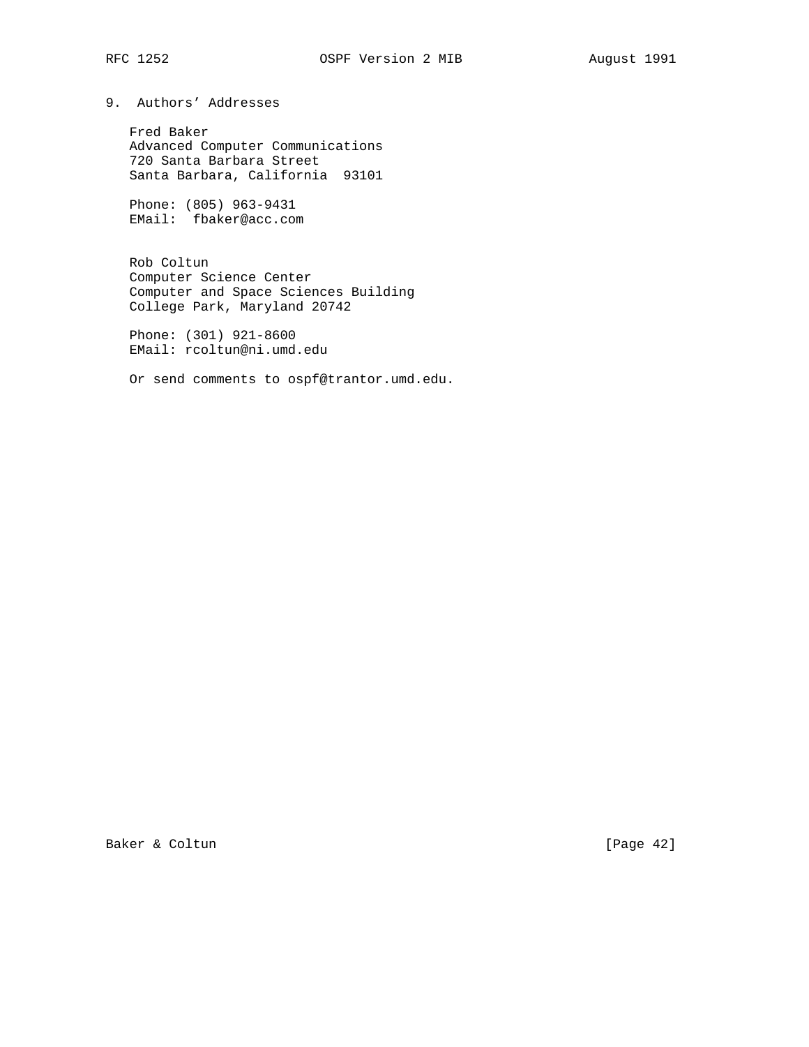## 9. Authors' Addresses

Fred Baker
Advanced Computer Communications
720 Santa Barbara Street
Santa Barbara, California  93101

Phone: (805) 963-9431
EMail:  fbaker@acc.com

Rob Coltun
Computer Science Center
Computer and Space Sciences Building
College Park, Maryland 20742

Phone: (301) 921-8600
EMail: rcoltun@ni.umd.edu

Or send comments to ospf@trantor.umd.edu.